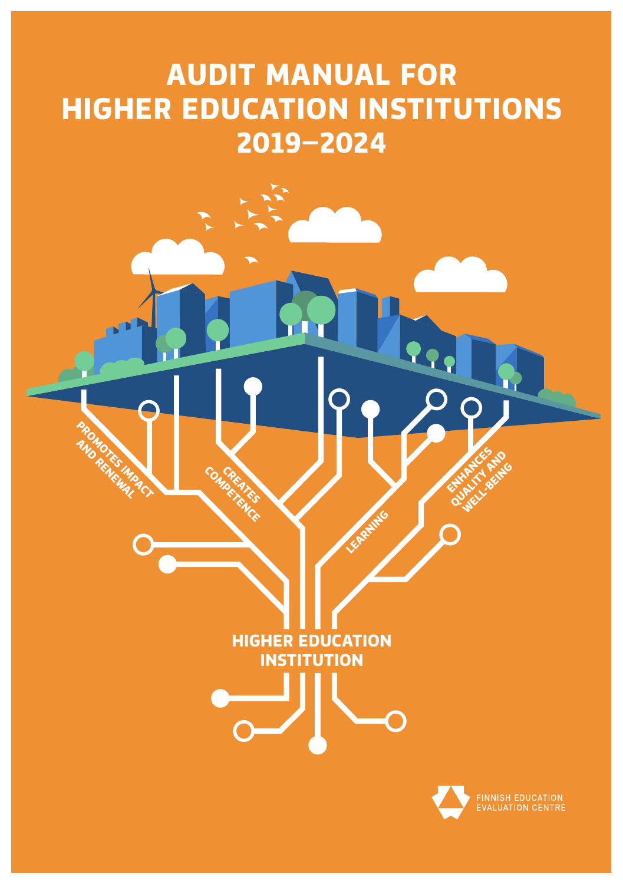# AUDIT MANUAL FOR HIGHER EDUCATION INSTITUTIONS 2019–2024

PROMOTES IMPACT AND RENEWAL

CREATES COMPETENCE

LEARNING

ENHANCES QUALITY AND WELL-BEING

HIGHER EDUCATION INSTITUTION

FINNISH EDUCATION EVALUATION CENTRE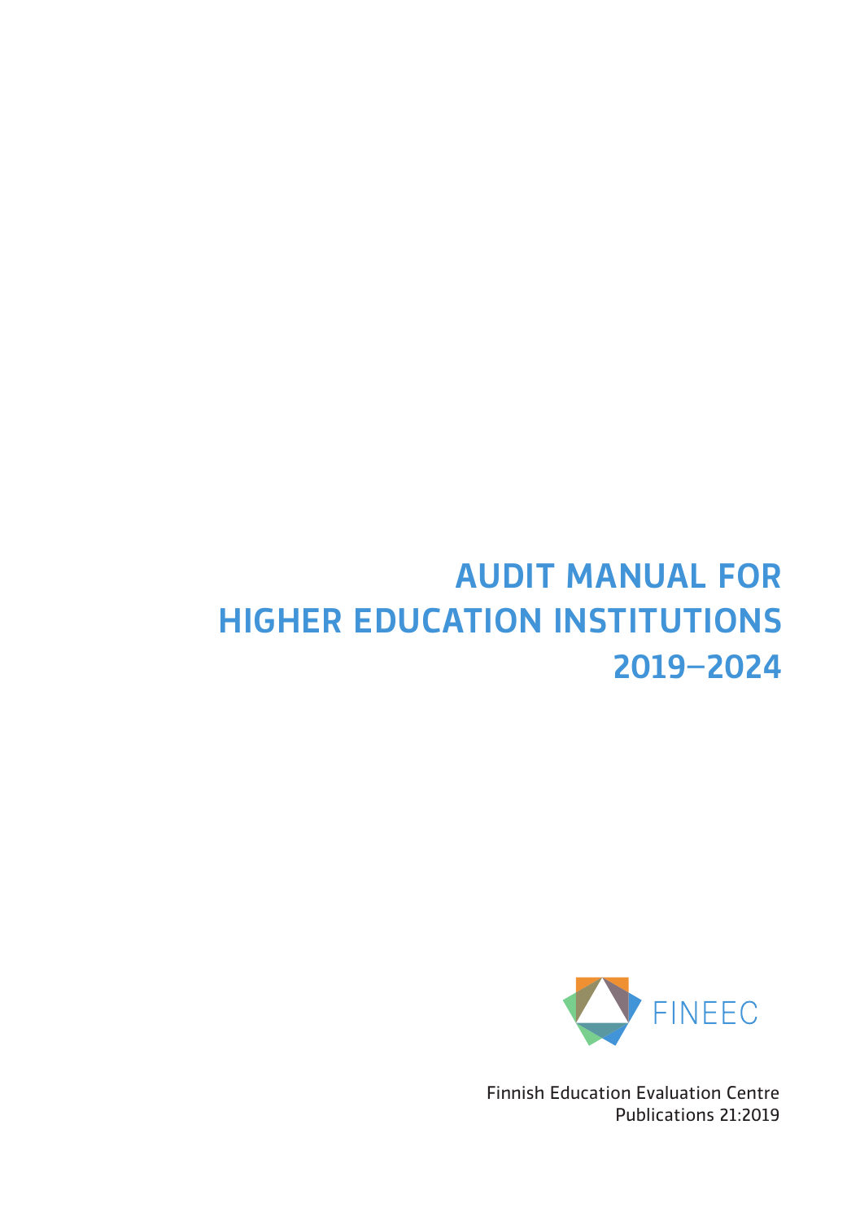# AUDIT MANUAL FOR HIGHER EDUCATION INSTITUTIONS 2019–2024

FINEEC

Finnish Education Evaluation Centre
Publications 21:2019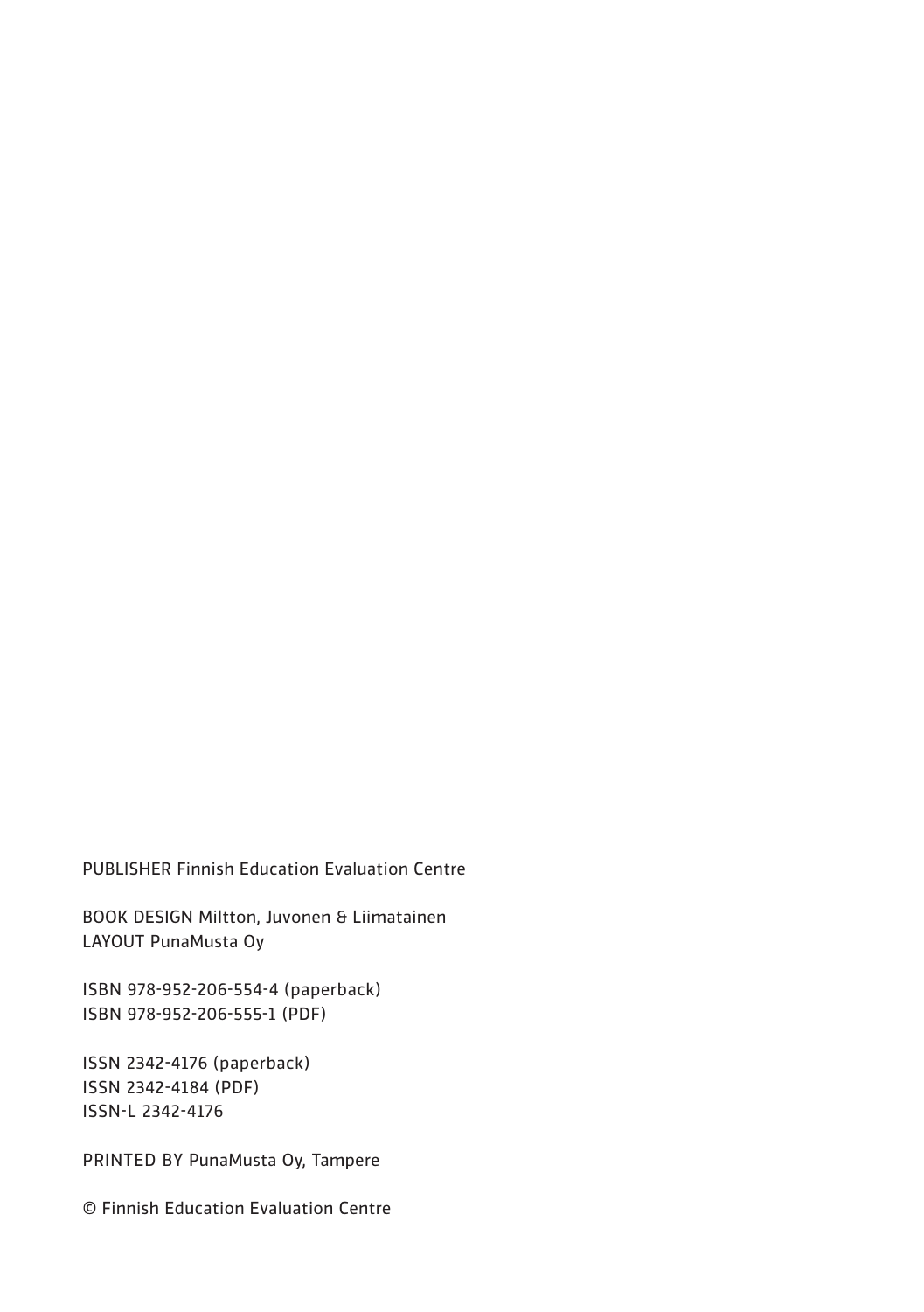PUBLISHER Finnish Education Evaluation Centre

BOOK DESIGN Miltton, Juvonen & Liimatainen
LAYOUT PunaMusta Oy

ISBN 978-952-206-554-4 (paperback)
ISBN 978-952-206-555-1 (PDF)

ISSN 2342-4176 (paperback)
ISSN 2342-4184 (PDF)
ISSN-L 2342-4176

PRINTED BY PunaMusta Oy, Tampere

© Finnish Education Evaluation Centre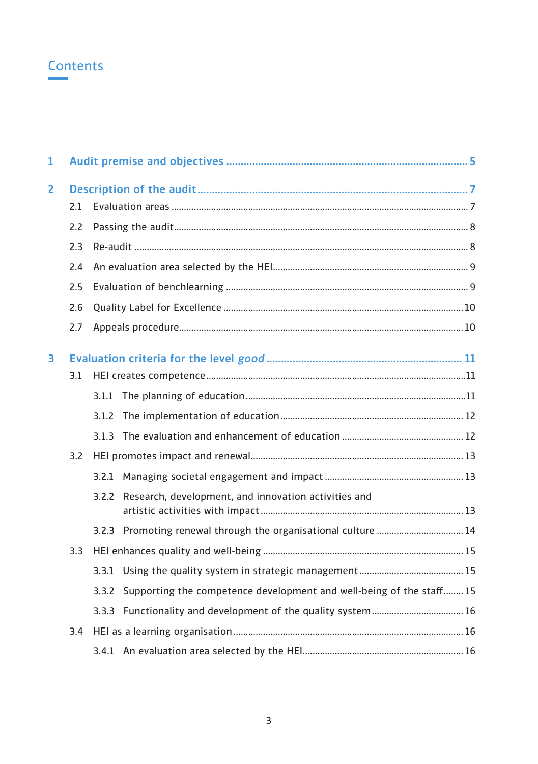# Contents

1 Audit premise and objectives ..... 5

2 Description of the audit ..... 7

- 2.1 Evaluation areas ..... 7
- 2.2 Passing the audit ..... 8
- 2.3 Re-audit ..... 8
- 2.4 An evaluation area selected by the HEI ..... 9
- 2.5 Evaluation of benchlearning ..... 9
- 2.6 Quality Label for Excellence ..... 10
- 2.7 Appeals procedure ..... 10

3 Evaluation criteria for the level *good* ..... 11

- 3.1 HEI creates competence ..... 11
  - 3.1.1 The planning of education ..... 11
  - 3.1.2 The implementation of education ..... 12
  - 3.1.3 The evaluation and enhancement of education ..... 12
- 3.2 HEI promotes impact and renewal ..... 13
  - 3.2.1 Managing societal engagement and impact ..... 13
  - 3.2.2 Research, development, and innovation activities and artistic activities with impact ..... 13
  - 3.2.3 Promoting renewal through the organisational culture ..... 14
- 3.3 HEI enhances quality and well-being ..... 15
  - 3.3.1 Using the quality system in strategic management ..... 15
  - 3.3.2 Supporting the competence development and well-being of the staff ..... 15
  - 3.3.3 Functionality and development of the quality system ..... 16
- 3.4 HEI as a learning organisation ..... 16
  - 3.4.1 An evaluation area selected by the HEI ..... 16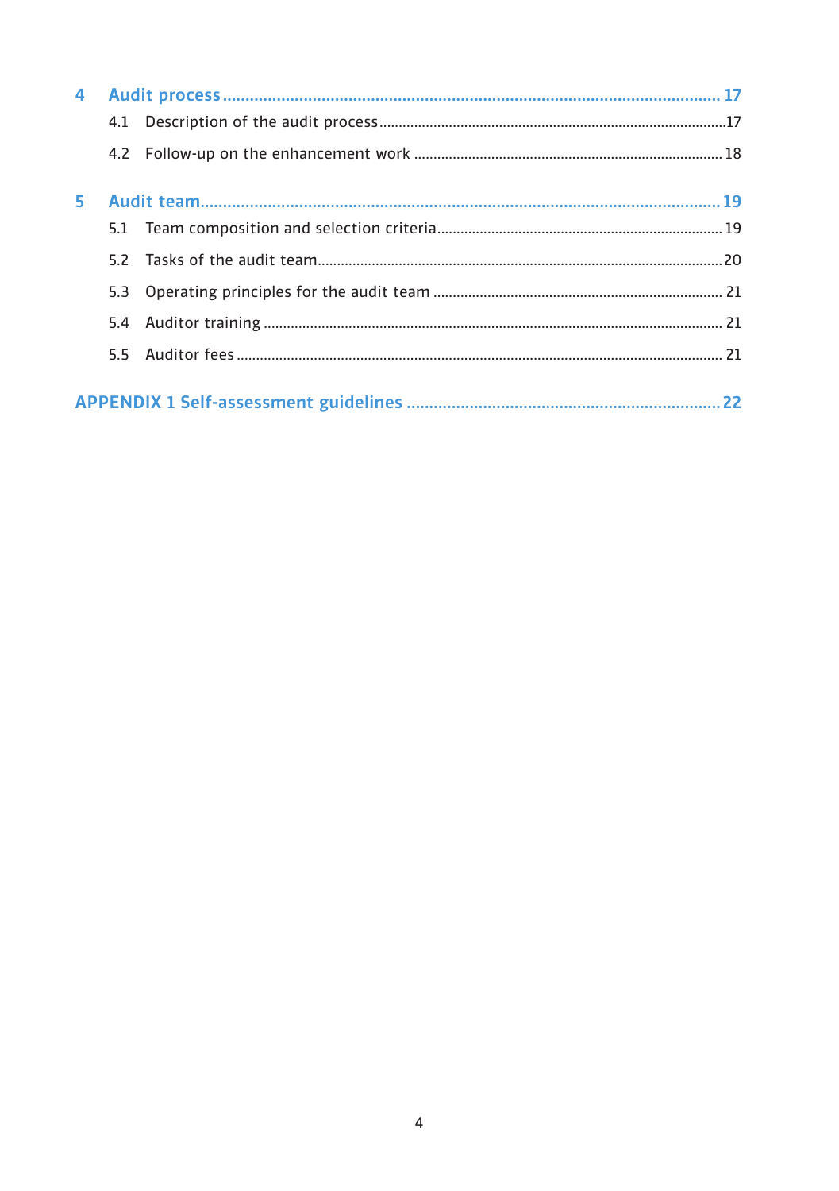**4 Audit process** ........................................................................................................ **17**

4.1 Description of the audit process ........................................................................................17

4.2 Follow-up on the enhancement work ................................................................................ 18

**5 Audit team** ............................................................................................................. **19**

5.1 Team composition and selection criteria ......................................................................... 19

5.2 Tasks of the audit team .......................................................................................................20

5.3 Operating principles for the audit team ........................................................................... 21

5.4 Auditor training ..................................................................................................................... 21

5.5 Auditor fees ........................................................................................................................... 21

**APPENDIX 1 Self-assessment guidelines** .................................................................... **22**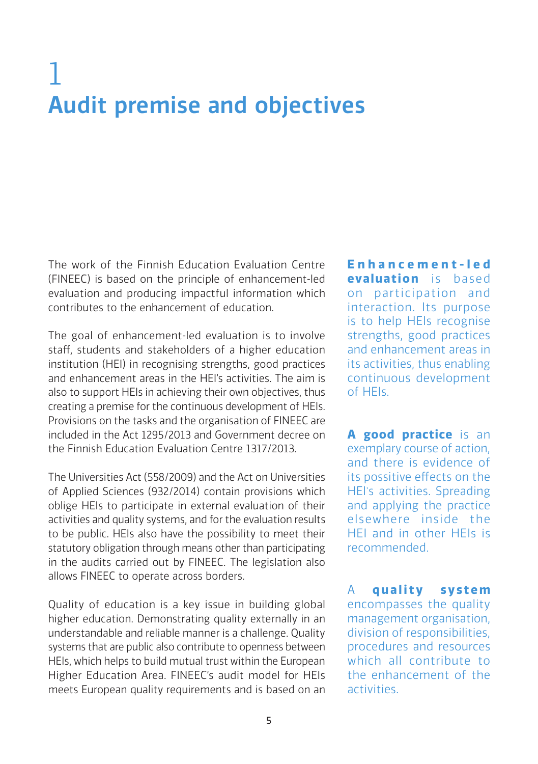# 1 Audit premise and objectives

The work of the Finnish Education Evaluation Centre (FINEEC) is based on the principle of enhancement-led evaluation and producing impactful information which contributes to the enhancement of education.

The goal of enhancement-led evaluation is to involve staff, students and stakeholders of a higher education institution (HEI) in recognising strengths, good practices and enhancement areas in the HEI's activities. The aim is also to support HEIs in achieving their own objectives, thus creating a premise for the continuous development of HEIs. Provisions on the tasks and the organisation of FINEEC are included in the Act 1295/2013 and Government decree on the Finnish Education Evaluation Centre 1317/2013.

The Universities Act (558/2009) and the Act on Universities of Applied Sciences (932/2014) contain provisions which oblige HEIs to participate in external evaluation of their activities and quality systems, and for the evaluation results to be public. HEIs also have the possibility to meet their statutory obligation through means other than participating in the audits carried out by FINEEC. The legislation also allows FINEEC to operate across borders.

Quality of education is a key issue in building global higher education. Demonstrating quality externally in an understandable and reliable manner is a challenge. Quality systems that are public also contribute to openness between HEIs, which helps to build mutual trust within the European Higher Education Area. FINEEC's audit model for HEIs meets European quality requirements and is based on an

**Enhancement-led evaluation** is based on participation and interaction. Its purpose is to help HEIs recognise strengths, good practices and enhancement areas in its activities, thus enabling continuous development of HEIs.

**A good practice** is an exemplary course of action, and there is evidence of its possitive effects on the HEI's activities. Spreading and applying the practice elsewhere inside the HEI and in other HEIs is recommended.

A **quality system** encompasses the quality management organisation, division of responsibilities, procedures and resources which all contribute to the enhancement of the activities.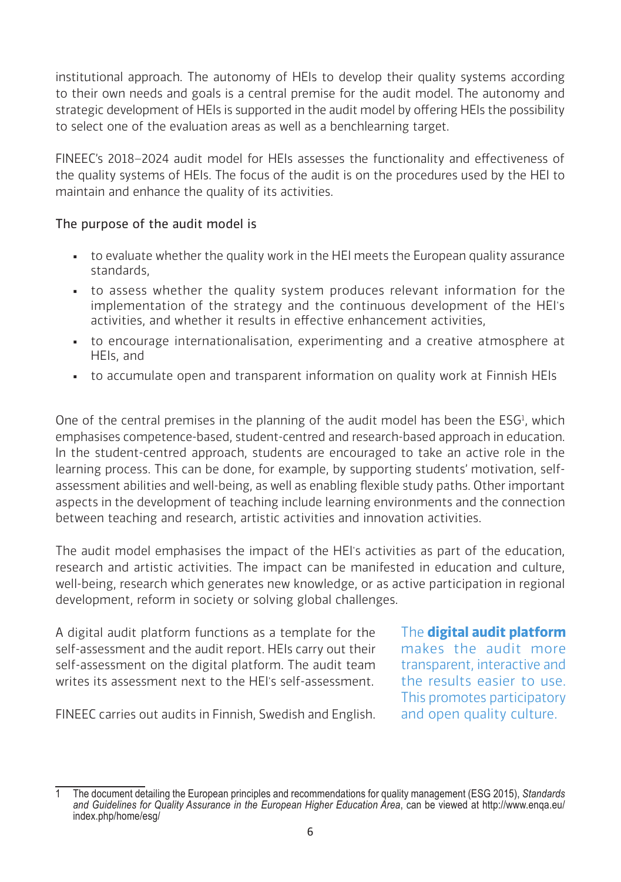institutional approach. The autonomy of HEIs to develop their quality systems according to their own needs and goals is a central premise for the audit model. The autonomy and strategic development of HEIs is supported in the audit model by offering HEIs the possibility to select one of the evaluation areas as well as a benchlearning target.

FINEEC's 2018–2024 audit model for HEIs assesses the functionality and effectiveness of the quality systems of HEIs. The focus of the audit is on the procedures used by the HEI to maintain and enhance the quality of its activities.

The purpose of the audit model is

- to evaluate whether the quality work in the HEI meets the European quality assurance standards,
- to assess whether the quality system produces relevant information for the implementation of the strategy and the continuous development of the HEI's activities, and whether it results in effective enhancement activities,
- to encourage internationalisation, experimenting and a creative atmosphere at HEIs, and
- to accumulate open and transparent information on quality work at Finnish HEIs

One of the central premises in the planning of the audit model has been the ESG[1], which emphasises competence-based, student-centred and research-based approach in education. In the student-centred approach, students are encouraged to take an active role in the learning process. This can be done, for example, by supporting students' motivation, self-assessment abilities and well-being, as well as enabling flexible study paths. Other important aspects in the development of teaching include learning environments and the connection between teaching and research, artistic activities and innovation activities.

The audit model emphasises the impact of the HEI's activities as part of the education, research and artistic activities. The impact can be manifested in education and culture, well-being, research which generates new knowledge, or as active participation in regional development, reform in society or solving global challenges.

A digital audit platform functions as a template for the self-assessment and the audit report. HEIs carry out their self-assessment on the digital platform. The audit team writes its assessment next to the HEI's self-assessment.

FINEEC carries out audits in Finnish, Swedish and English.

The **digital audit platform** makes the audit more transparent, interactive and the results easier to use. This promotes participatory and open quality culture.

---

1 The document detailing the European principles and recommendations for quality management (ESG 2015), *Standards and Guidelines for Quality Assurance in the European Higher Education Area*, can be viewed at http://www.enqa.eu/index.php/home/esg/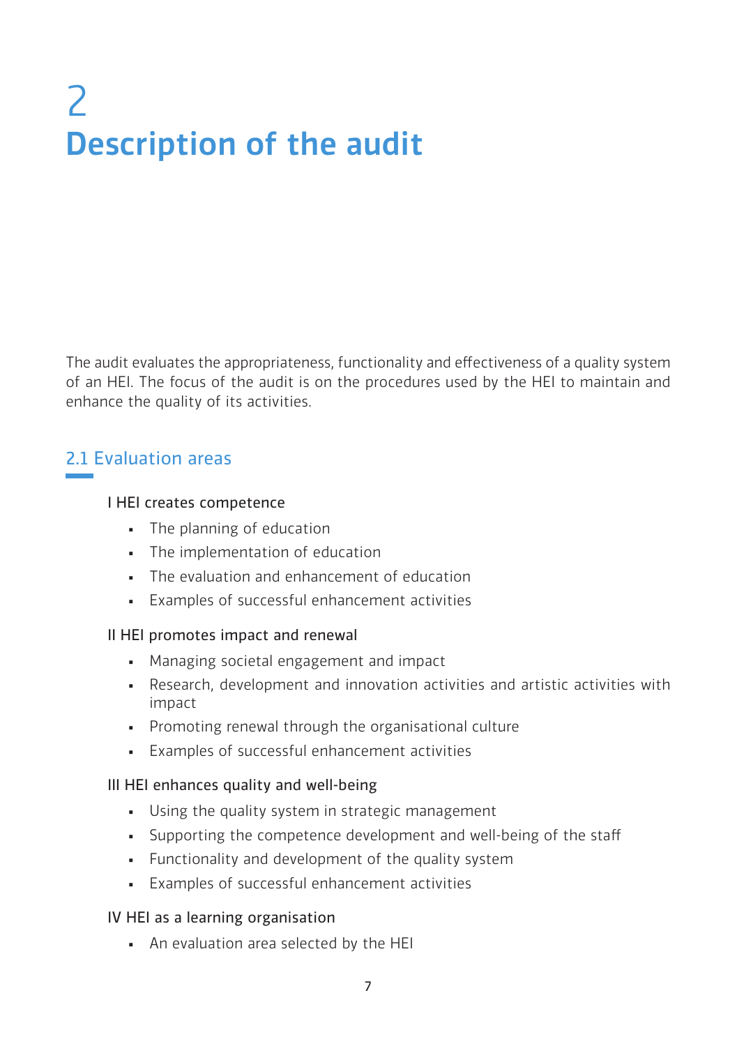# 2 Description of the audit

The audit evaluates the appropriateness, functionality and effectiveness of a quality system of an HEI. The focus of the audit is on the procedures used by the HEI to maintain and enhance the quality of its activities.

## 2.1 Evaluation areas

I HEI creates competence

- The planning of education
- The implementation of education
- The evaluation and enhancement of education
- Examples of successful enhancement activities

II HEI promotes impact and renewal

- Managing societal engagement and impact
- Research, development and innovation activities and artistic activities with impact
- Promoting renewal through the organisational culture
- Examples of successful enhancement activities

III HEI enhances quality and well-being

- Using the quality system in strategic management
- Supporting the competence development and well-being of the staff
- Functionality and development of the quality system
- Examples of successful enhancement activities

IV HEI as a learning organisation

- An evaluation area selected by the HEI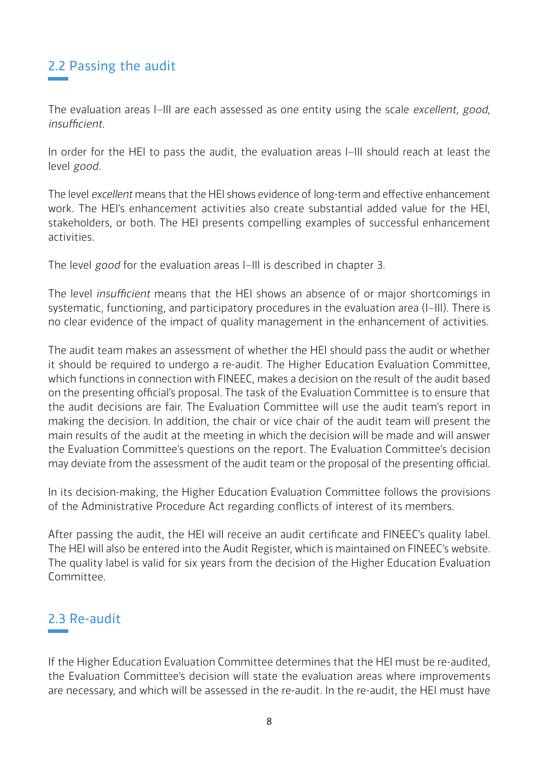## 2.2 Passing the audit

The evaluation areas I–III are each assessed as one entity using the scale *excellent, good, insufficient*.

In order for the HEI to pass the audit, the evaluation areas I–III should reach at least the level *good*.

The level *excellent* means that the HEI shows evidence of long-term and effective enhancement work. The HEI's enhancement activities also create substantial added value for the HEI, stakeholders, or both. The HEI presents compelling examples of successful enhancement activities.

The level *good* for the evaluation areas I–III is described in chapter 3.

The level *insufficient* means that the HEI shows an absence of or major shortcomings in systematic, functioning, and participatory procedures in the evaluation area (I–III). There is no clear evidence of the impact of quality management in the enhancement of activities.

The audit team makes an assessment of whether the HEI should pass the audit or whether it should be required to undergo a re-audit. The Higher Education Evaluation Committee, which functions in connection with FINEEC, makes a decision on the result of the audit based on the presenting official's proposal. The task of the Evaluation Committee is to ensure that the audit decisions are fair. The Evaluation Committee will use the audit team's report in making the decision. In addition, the chair or vice chair of the audit team will present the main results of the audit at the meeting in which the decision will be made and will answer the Evaluation Committee's questions on the report. The Evaluation Committee's decision may deviate from the assessment of the audit team or the proposal of the presenting official.

In its decision-making, the Higher Education Evaluation Committee follows the provisions of the Administrative Procedure Act regarding conflicts of interest of its members.

After passing the audit, the HEI will receive an audit certificate and FINEEC's quality label. The HEI will also be entered into the Audit Register, which is maintained on FINEEC's website. The quality label is valid for six years from the decision of the Higher Education Evaluation Committee.

## 2.3 Re-audit

If the Higher Education Evaluation Committee determines that the HEI must be re-audited, the Evaluation Committee's decision will state the evaluation areas where improvements are necessary, and which will be assessed in the re-audit. In the re-audit, the HEI must have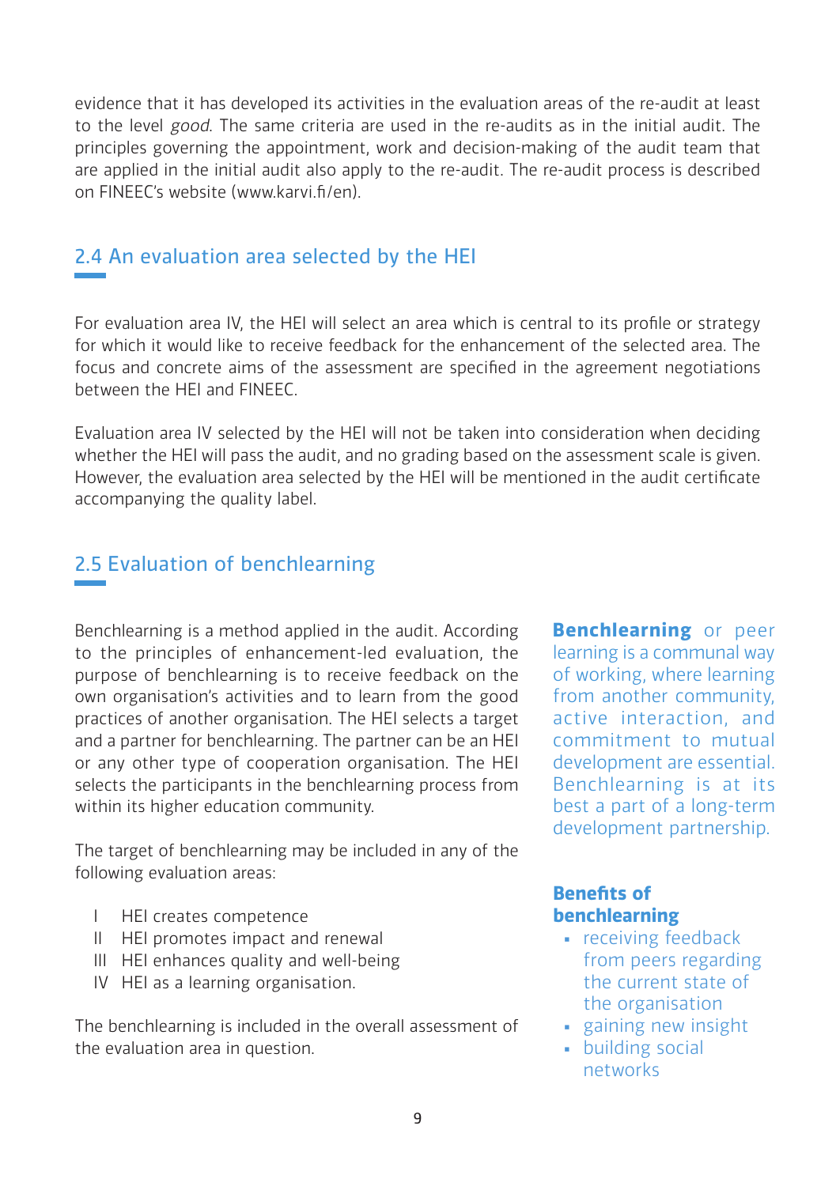evidence that it has developed its activities in the evaluation areas of the re-audit at least to the level *good*. The same criteria are used in the re-audits as in the initial audit. The principles governing the appointment, work and decision-making of the audit team that are applied in the initial audit also apply to the re-audit. The re-audit process is described on FINEEC's website (www.karvi.fi/en).

## 2.4 An evaluation area selected by the HEI

For evaluation area IV, the HEI will select an area which is central to its profile or strategy for which it would like to receive feedback for the enhancement of the selected area. The focus and concrete aims of the assessment are specified in the agreement negotiations between the HEI and FINEEC.

Evaluation area IV selected by the HEI will not be taken into consideration when deciding whether the HEI will pass the audit, and no grading based on the assessment scale is given. However, the evaluation area selected by the HEI will be mentioned in the audit certificate accompanying the quality label.

## 2.5 Evaluation of benchlearning

Benchlearning is a method applied in the audit. According to the principles of enhancement-led evaluation, the purpose of benchlearning is to receive feedback on the own organisation's activities and to learn from the good practices of another organisation. The HEI selects a target and a partner for benchlearning. The partner can be an HEI or any other type of cooperation organisation. The HEI selects the participants in the benchlearning process from within its higher education community.

The target of benchlearning may be included in any of the following evaluation areas:

I HEI creates competence
II HEI promotes impact and renewal
III HEI enhances quality and well-being
IV HEI as a learning organisation.

The benchlearning is included in the overall assessment of the evaluation area in question.

**Benchlearning** or peer learning is a communal way of working, where learning from another community, active interaction, and commitment to mutual development are essential. Benchlearning is at its best a part of a long-term development partnership.

**Benefits of benchlearning**

- receiving feedback from peers regarding the current state of the organisation
- gaining new insight
- building social networks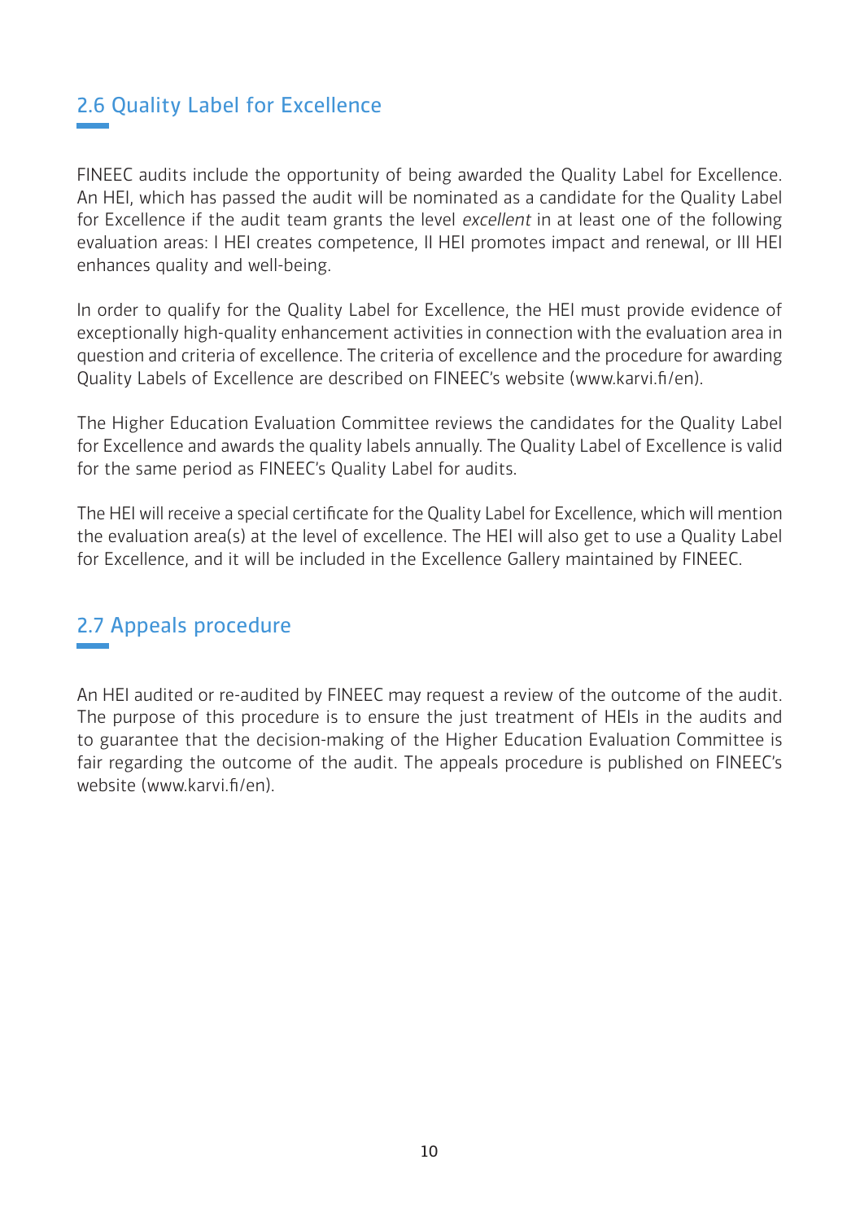## 2.6 Quality Label for Excellence

FINEEC audits include the opportunity of being awarded the Quality Label for Excellence. An HEI, which has passed the audit will be nominated as a candidate for the Quality Label for Excellence if the audit team grants the level *excellent* in at least one of the following evaluation areas: I HEI creates competence, II HEI promotes impact and renewal, or III HEI enhances quality and well-being.

In order to qualify for the Quality Label for Excellence, the HEI must provide evidence of exceptionally high-quality enhancement activities in connection with the evaluation area in question and criteria of excellence. The criteria of excellence and the procedure for awarding Quality Labels of Excellence are described on FINEEC's website (www.karvi.fi/en).

The Higher Education Evaluation Committee reviews the candidates for the Quality Label for Excellence and awards the quality labels annually. The Quality Label of Excellence is valid for the same period as FINEEC's Quality Label for audits.

The HEI will receive a special certificate for the Quality Label for Excellence, which will mention the evaluation area(s) at the level of excellence. The HEI will also get to use a Quality Label for Excellence, and it will be included in the Excellence Gallery maintained by FINEEC.

## 2.7 Appeals procedure

An HEI audited or re-audited by FINEEC may request a review of the outcome of the audit. The purpose of this procedure is to ensure the just treatment of HEIs in the audits and to guarantee that the decision-making of the Higher Education Evaluation Committee is fair regarding the outcome of the audit. The appeals procedure is published on FINEEC's website (www.karvi.fi/en).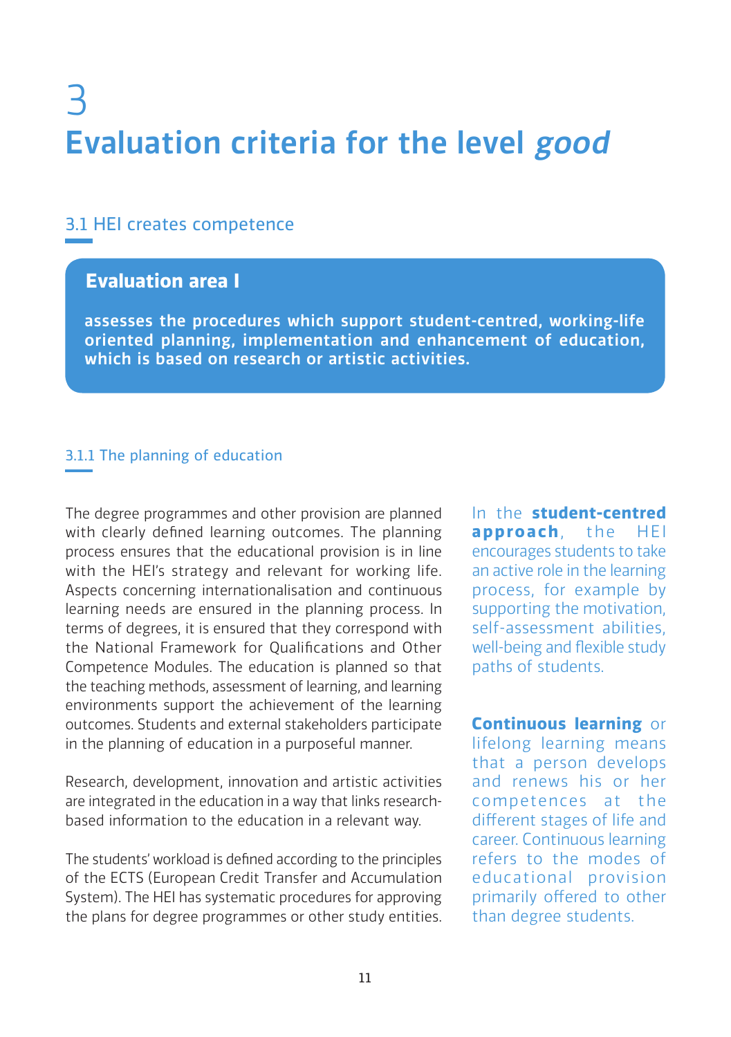# 3 Evaluation criteria for the level *good*

## 3.1 HEI creates competence

### Evaluation area I

**assesses the procedures which support student-centred, working-life oriented planning, implementation and enhancement of education, which is based on research or artistic activities.**

### 3.1.1 The planning of education

The degree programmes and other provision are planned with clearly defined learning outcomes. The planning process ensures that the educational provision is in line with the HEI's strategy and relevant for working life. Aspects concerning internationalisation and continuous learning needs are ensured in the planning process. In terms of degrees, it is ensured that they correspond with the National Framework for Qualifications and Other Competence Modules. The education is planned so that the teaching methods, assessment of learning, and learning environments support the achievement of the learning outcomes. Students and external stakeholders participate in the planning of education in a purposeful manner.

Research, development, innovation and artistic activities are integrated in the education in a way that links research-based information to the education in a relevant way.

The students' workload is defined according to the principles of the ECTS (European Credit Transfer and Accumulation System). The HEI has systematic procedures for approving the plans for degree programmes or other study entities.

In the **student-centred approach**, the HEI encourages students to take an active role in the learning process, for example by supporting the motivation, self-assessment abilities, well-being and flexible study paths of students.

**Continuous learning** or lifelong learning means that a person develops and renews his or her competences at the different stages of life and career. Continuous learning refers to the modes of educational provision primarily offered to other than degree students.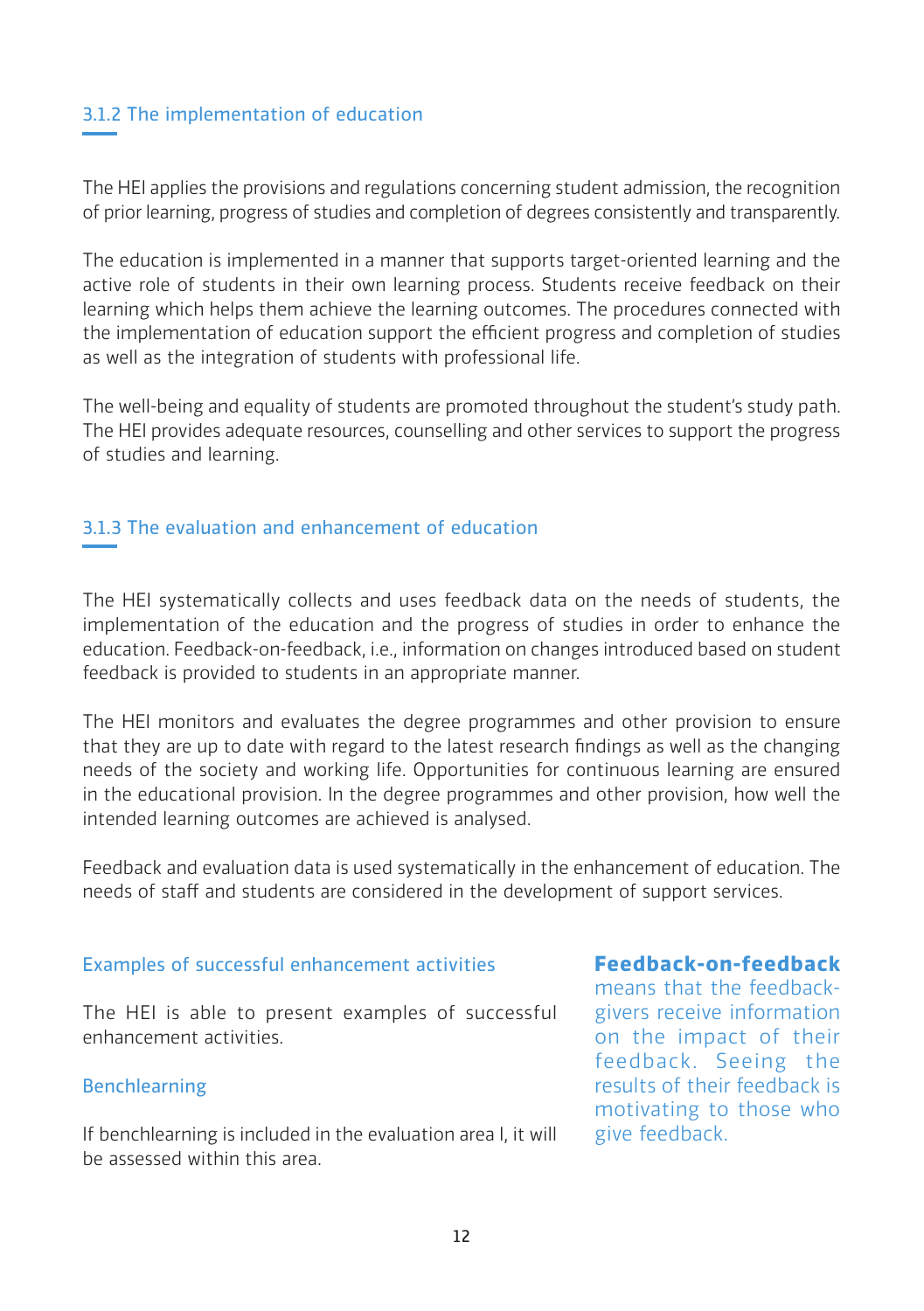### 3.1.2 The implementation of education

The HEI applies the provisions and regulations concerning student admission, the recognition of prior learning, progress of studies and completion of degrees consistently and transparently.

The education is implemented in a manner that supports target-oriented learning and the active role of students in their own learning process. Students receive feedback on their learning which helps them achieve the learning outcomes. The procedures connected with the implementation of education support the efficient progress and completion of studies as well as the integration of students with professional life.

The well-being and equality of students are promoted throughout the student's study path. The HEI provides adequate resources, counselling and other services to support the progress of studies and learning.

### 3.1.3 The evaluation and enhancement of education

The HEI systematically collects and uses feedback data on the needs of students, the implementation of the education and the progress of studies in order to enhance the education. Feedback-on-feedback, i.e., information on changes introduced based on student feedback is provided to students in an appropriate manner.

The HEI monitors and evaluates the degree programmes and other provision to ensure that they are up to date with regard to the latest research findings as well as the changing needs of the society and working life. Opportunities for continuous learning are ensured in the educational provision. In the degree programmes and other provision, how well the intended learning outcomes are achieved is analysed.

Feedback and evaluation data is used systematically in the enhancement of education. The needs of staff and students are considered in the development of support services.

#### Examples of successful enhancement activities

The HEI is able to present examples of successful enhancement activities.

#### Benchlearning

If benchlearning is included in the evaluation area I, it will be assessed within this area.

**Feedback-on-feedback** means that the feedback-givers receive information on the impact of their feedback. Seeing the results of their feedback is motivating to those who give feedback.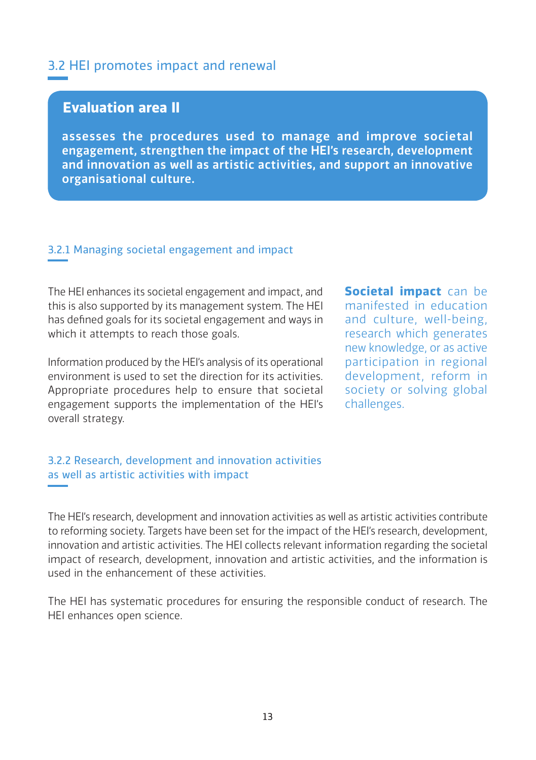## 3.2 HEI promotes impact and renewal

**Evaluation area II**

**assesses the procedures used to manage and improve societal engagement, strengthen the impact of the HEI's research, development and innovation as well as artistic activities, and support an innovative organisational culture.**

### 3.2.1 Managing societal engagement and impact

The HEI enhances its societal engagement and impact, and this is also supported by its management system. The HEI has defined goals for its societal engagement and ways in which it attempts to reach those goals.

Information produced by the HEI's analysis of its operational environment is used to set the direction for its activities. Appropriate procedures help to ensure that societal engagement supports the implementation of the HEI's overall strategy.

**Societal impact** can be manifested in education and culture, well-being, research which generates new knowledge, or as active participation in regional development, reform in society or solving global challenges.

### 3.2.2 Research, development and innovation activities as well as artistic activities with impact

The HEI's research, development and innovation activities as well as artistic activities contribute to reforming society. Targets have been set for the impact of the HEI's research, development, innovation and artistic activities. The HEI collects relevant information regarding the societal impact of research, development, innovation and artistic activities, and the information is used in the enhancement of these activities.

The HEI has systematic procedures for ensuring the responsible conduct of research. The HEI enhances open science.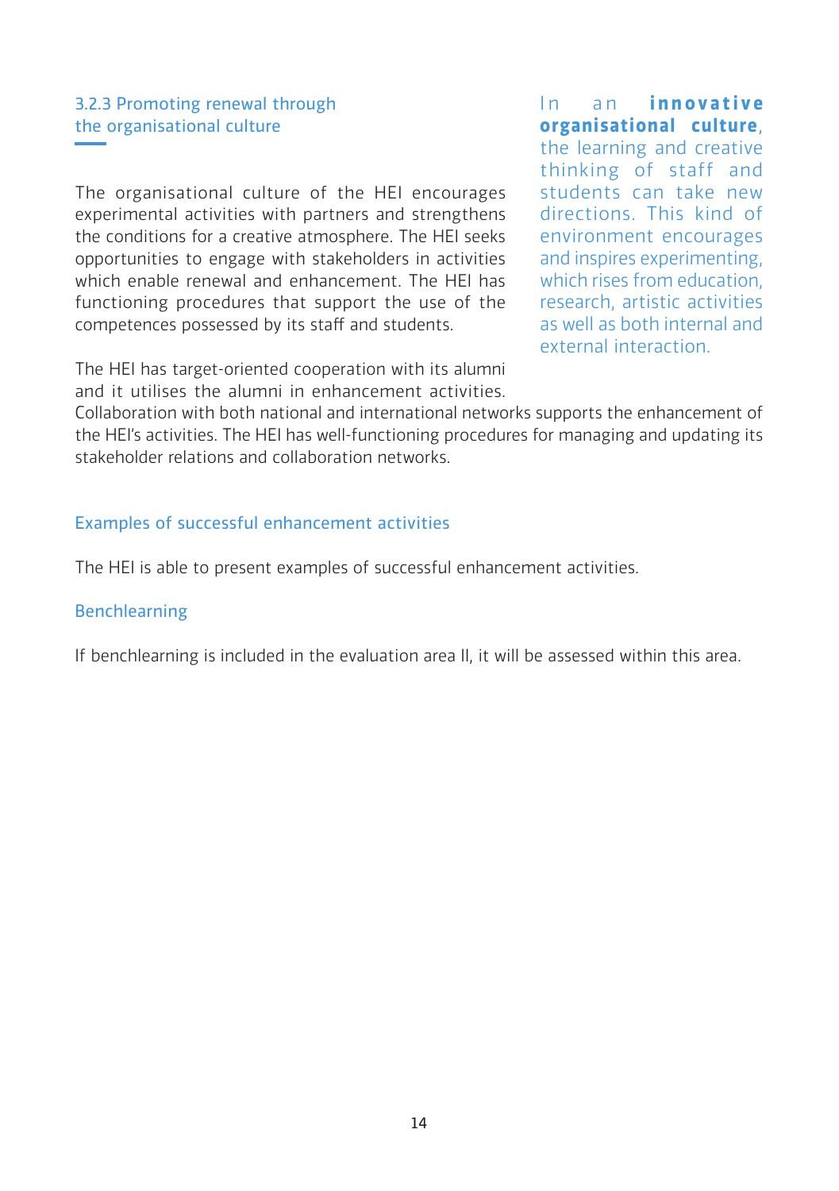### 3.2.3 Promoting renewal through the organisational culture

The organisational culture of the HEI encourages experimental activities with partners and strengthens the conditions for a creative atmosphere. The HEI seeks opportunities to engage with stakeholders in activities which enable renewal and enhancement. The HEI has functioning procedures that support the use of the competences possessed by its staff and students.

In an **innovative organisational culture**, the learning and creative thinking of staff and students can take new directions. This kind of environment encourages and inspires experimenting, which rises from education, research, artistic activities as well as both internal and external interaction.

The HEI has target-oriented cooperation with its alumni and it utilises the alumni in enhancement activities. Collaboration with both national and international networks supports the enhancement of the HEI's activities. The HEI has well-functioning procedures for managing and updating its stakeholder relations and collaboration networks.

#### Examples of successful enhancement activities

The HEI is able to present examples of successful enhancement activities.

#### Benchlearning

If benchlearning is included in the evaluation area II, it will be assessed within this area.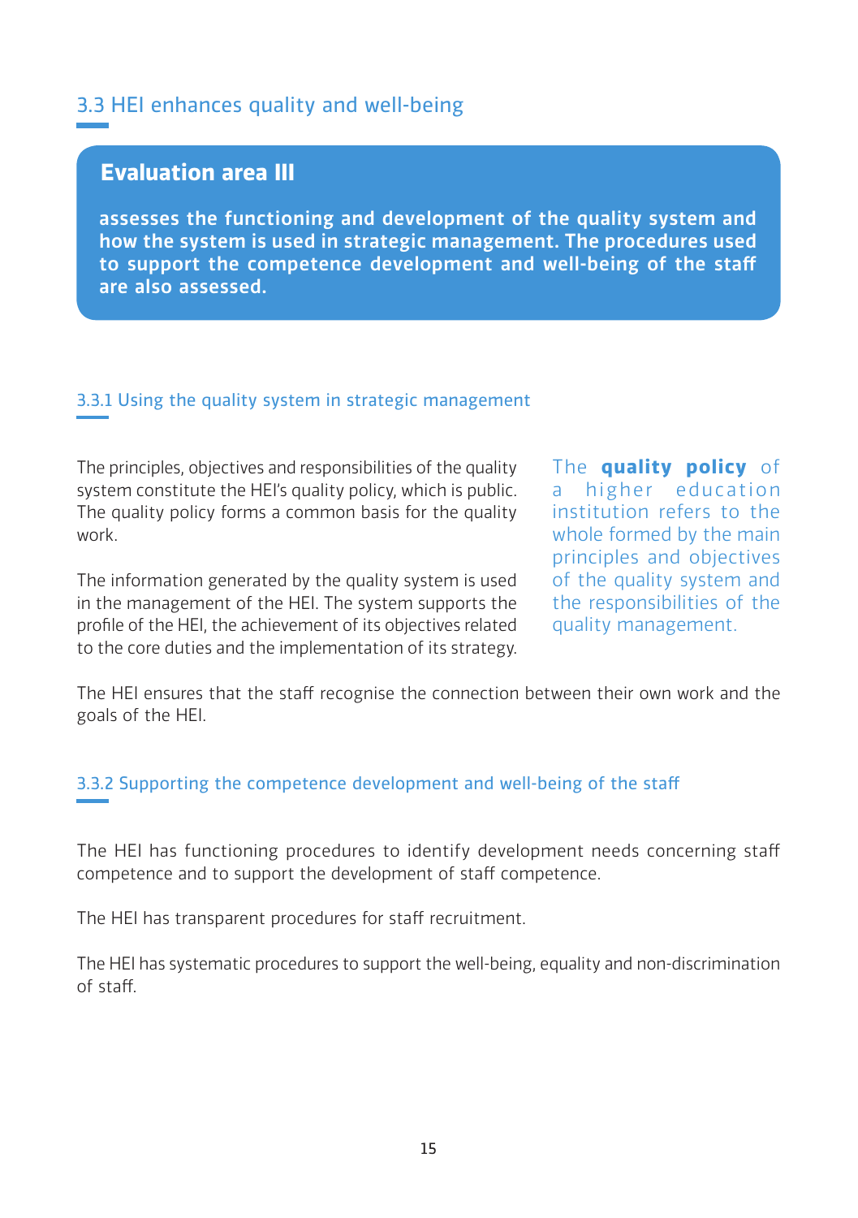## 3.3 HEI enhances quality and well-being

**Evaluation area III**

**assesses the functioning and development of the quality system and how the system is used in strategic management. The procedures used to support the competence development and well-being of the staff are also assessed.**

### 3.3.1 Using the quality system in strategic management

The principles, objectives and responsibilities of the quality system constitute the HEI's quality policy, which is public. The quality policy forms a common basis for the quality work.

The information generated by the quality system is used in the management of the HEI. The system supports the profile of the HEI, the achievement of its objectives related to the core duties and the implementation of its strategy.

The **quality policy** of a higher education institution refers to the whole formed by the main principles and objectives of the quality system and the responsibilities of the quality management.

The HEI ensures that the staff recognise the connection between their own work and the goals of the HEI.

### 3.3.2 Supporting the competence development and well-being of the staff

The HEI has functioning procedures to identify development needs concerning staff competence and to support the development of staff competence.

The HEI has transparent procedures for staff recruitment.

The HEI has systematic procedures to support the well-being, equality and non-discrimination of staff.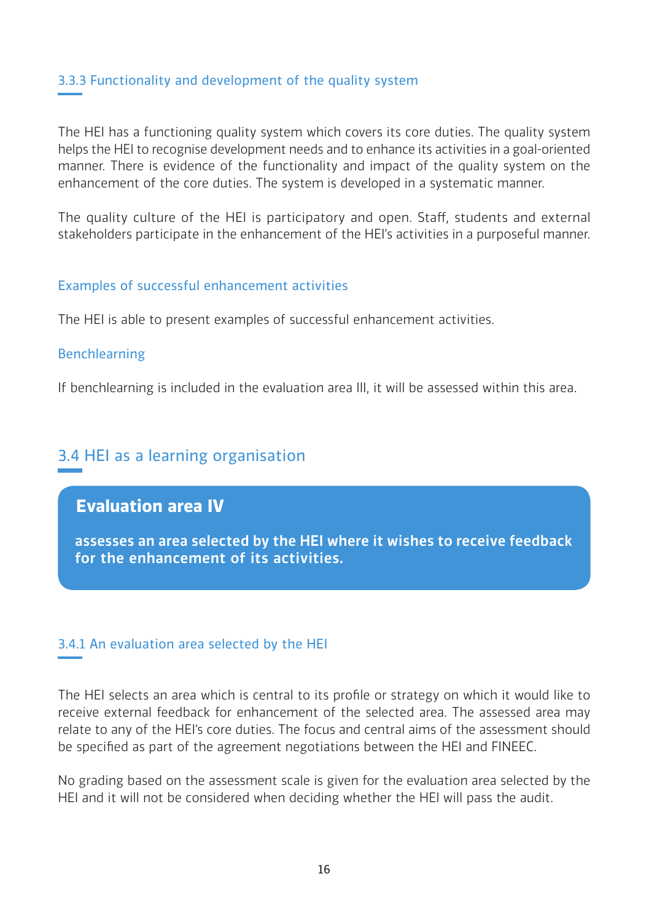### 3.3.3 Functionality and development of the quality system

The HEI has a functioning quality system which covers its core duties. The quality system helps the HEI to recognise development needs and to enhance its activities in a goal-oriented manner. There is evidence of the functionality and impact of the quality system on the enhancement of the core duties. The system is developed in a systematic manner.

The quality culture of the HEI is participatory and open. Staff, students and external stakeholders participate in the enhancement of the HEI's activities in a purposeful manner.

#### Examples of successful enhancement activities

The HEI is able to present examples of successful enhancement activities.

#### Benchlearning

If benchlearning is included in the evaluation area III, it will be assessed within this area.

## 3.4 HEI as a learning organisation

**Evaluation area IV**

**assesses an area selected by the HEI where it wishes to receive feedback for the enhancement of its activities.**

### 3.4.1 An evaluation area selected by the HEI

The HEI selects an area which is central to its profile or strategy on which it would like to receive external feedback for enhancement of the selected area. The assessed area may relate to any of the HEI's core duties. The focus and central aims of the assessment should be specified as part of the agreement negotiations between the HEI and FINEEC.

No grading based on the assessment scale is given for the evaluation area selected by the HEI and it will not be considered when deciding whether the HEI will pass the audit.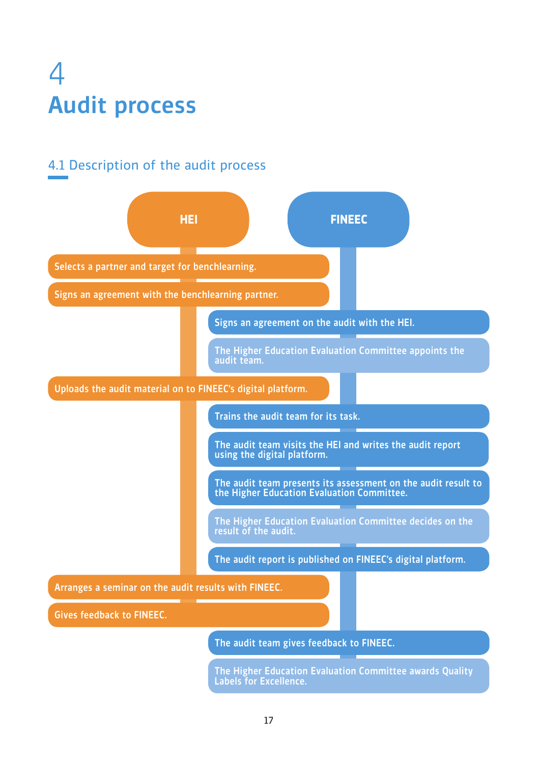# 4 Audit process

## 4.1 Description of the audit process

| HEI | FINEEC |
| --- | --- |
| Selects a partner and target for benchlearning. | |
| Signs an agreement with the benchlearning partner. | |
| | Signs an agreement on the audit with the HEI. |
| | The Higher Education Evaluation Committee appoints the audit team. |
| Uploads the audit material on to FINEEC's digital platform. | |
| | Trains the audit team for its task. |
| | The audit team visits the HEI and writes the audit report using the digital platform. |
| | The audit team presents its assessment on the audit result to the Higher Education Evaluation Committee. |
| | The Higher Education Evaluation Committee decides on the result of the audit. |
| | The audit report is published on FINEEC's digital platform. |
| Arranges a seminar on the audit results with FINEEC. | |
| Gives feedback to FINEEC. | |
| | The audit team gives feedback to FINEEC. |
| | The Higher Education Evaluation Committee awards Quality Labels for Excellence. |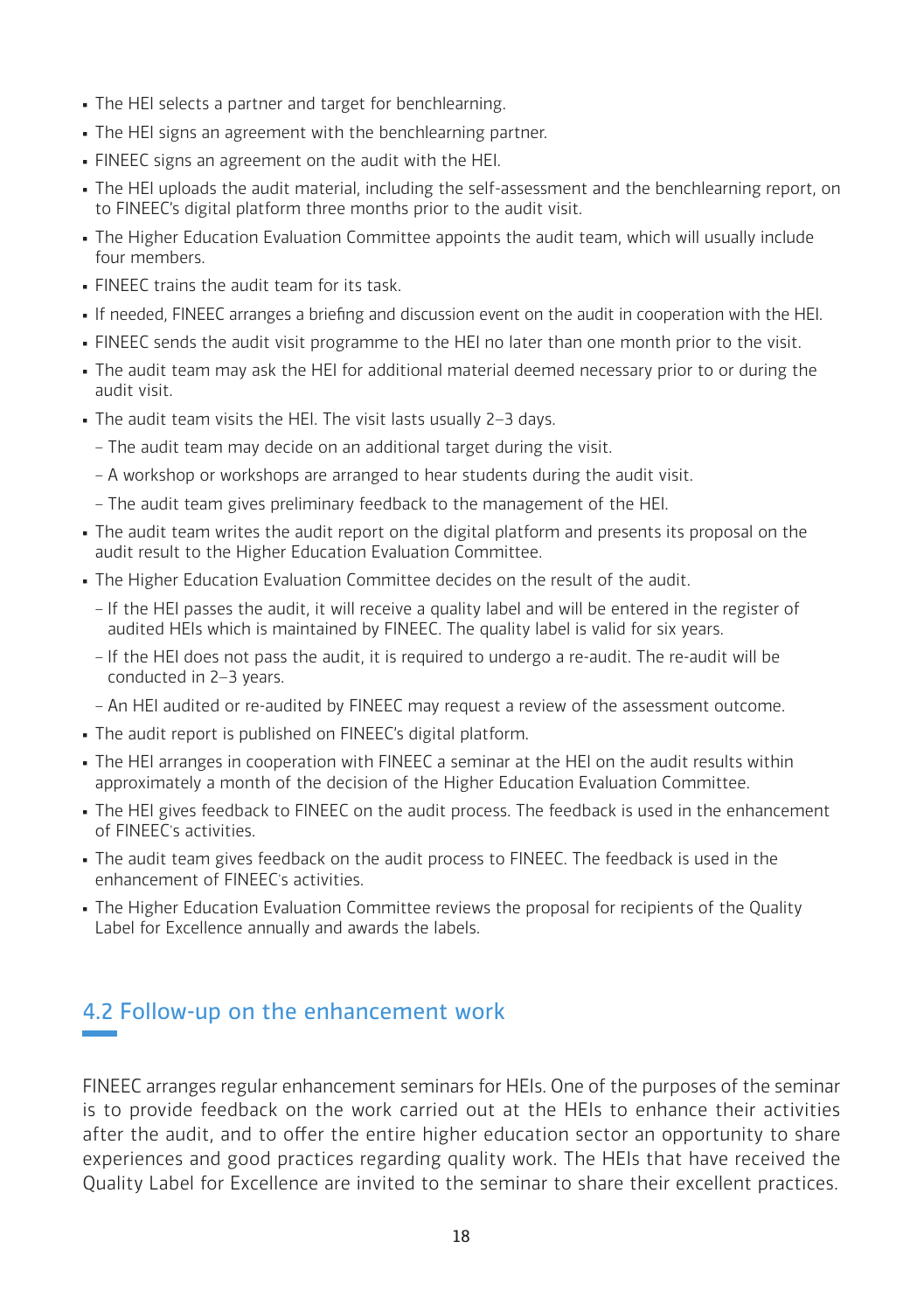- The HEI selects a partner and target for benchlearning.
- The HEI signs an agreement with the benchlearning partner.
- FINEEC signs an agreement on the audit with the HEI.
- The HEI uploads the audit material, including the self-assessment and the benchlearning report, on to FINEEC's digital platform three months prior to the audit visit.
- The Higher Education Evaluation Committee appoints the audit team, which will usually include four members.
- FINEEC trains the audit team for its task.
- If needed, FINEEC arranges a briefing and discussion event on the audit in cooperation with the HEI.
- FINEEC sends the audit visit programme to the HEI no later than one month prior to the visit.
- The audit team may ask the HEI for additional material deemed necessary prior to or during the audit visit.
- The audit team visits the HEI. The visit lasts usually 2–3 days.
  - The audit team may decide on an additional target during the visit.
  - A workshop or workshops are arranged to hear students during the audit visit.
  - The audit team gives preliminary feedback to the management of the HEI.
- The audit team writes the audit report on the digital platform and presents its proposal on the audit result to the Higher Education Evaluation Committee.
- The Higher Education Evaluation Committee decides on the result of the audit.
  - If the HEI passes the audit, it will receive a quality label and will be entered in the register of audited HEIs which is maintained by FINEEC. The quality label is valid for six years.
  - If the HEI does not pass the audit, it is required to undergo a re-audit. The re-audit will be conducted in 2–3 years.
  - An HEI audited or re-audited by FINEEC may request a review of the assessment outcome.
- The audit report is published on FINEEC's digital platform.
- The HEI arranges in cooperation with FINEEC a seminar at the HEI on the audit results within approximately a month of the decision of the Higher Education Evaluation Committee.
- The HEI gives feedback to FINEEC on the audit process. The feedback is used in the enhancement of FINEEC's activities.
- The audit team gives feedback on the audit process to FINEEC. The feedback is used in the enhancement of FINEEC's activities.
- The Higher Education Evaluation Committee reviews the proposal for recipients of the Quality Label for Excellence annually and awards the labels.

## 4.2 Follow-up on the enhancement work

FINEEC arranges regular enhancement seminars for HEIs. One of the purposes of the seminar is to provide feedback on the work carried out at the HEIs to enhance their activities after the audit, and to offer the entire higher education sector an opportunity to share experiences and good practices regarding quality work. The HEIs that have received the Quality Label for Excellence are invited to the seminar to share their excellent practices.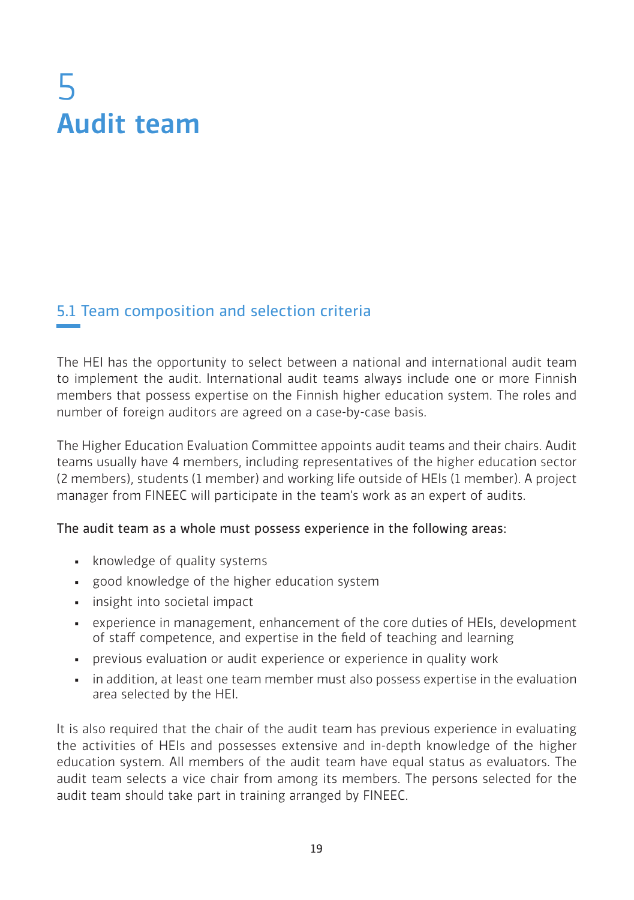# 5
# Audit team

## 5.1 Team composition and selection criteria

The HEI has the opportunity to select between a national and international audit team to implement the audit. International audit teams always include one or more Finnish members that possess expertise on the Finnish higher education system. The roles and number of foreign auditors are agreed on a case-by-case basis.

The Higher Education Evaluation Committee appoints audit teams and their chairs. Audit teams usually have 4 members, including representatives of the higher education sector (2 members), students (1 member) and working life outside of HEIs (1 member). A project manager from FINEEC will participate in the team's work as an expert of audits.

The audit team as a whole must possess experience in the following areas:

- knowledge of quality systems
- good knowledge of the higher education system
- insight into societal impact
- experience in management, enhancement of the core duties of HEIs, development of staff competence, and expertise in the field of teaching and learning
- previous evaluation or audit experience or experience in quality work
- in addition, at least one team member must also possess expertise in the evaluation area selected by the HEI.

It is also required that the chair of the audit team has previous experience in evaluating the activities of HEIs and possesses extensive and in-depth knowledge of the higher education system. All members of the audit team have equal status as evaluators. The audit team selects a vice chair from among its members. The persons selected for the audit team should take part in training arranged by FINEEC.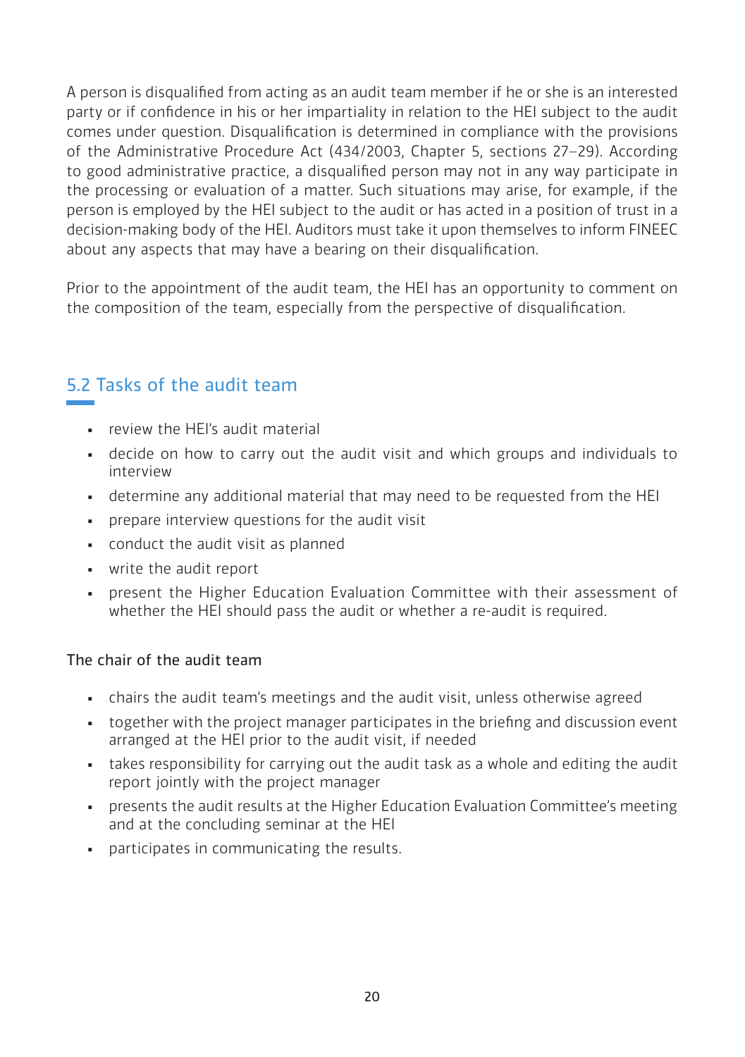A person is disqualified from acting as an audit team member if he or she is an interested party or if confidence in his or her impartiality in relation to the HEI subject to the audit comes under question. Disqualification is determined in compliance with the provisions of the Administrative Procedure Act (434/2003, Chapter 5, sections 27–29). According to good administrative practice, a disqualified person may not in any way participate in the processing or evaluation of a matter. Such situations may arise, for example, if the person is employed by the HEI subject to the audit or has acted in a position of trust in a decision-making body of the HEI. Auditors must take it upon themselves to inform FINEEC about any aspects that may have a bearing on their disqualification.

Prior to the appointment of the audit team, the HEI has an opportunity to comment on the composition of the team, especially from the perspective of disqualification.

## 5.2 Tasks of the audit team

- review the HEI's audit material
- decide on how to carry out the audit visit and which groups and individuals to interview
- determine any additional material that may need to be requested from the HEI
- prepare interview questions for the audit visit
- conduct the audit visit as planned
- write the audit report
- present the Higher Education Evaluation Committee with their assessment of whether the HEI should pass the audit or whether a re-audit is required.

The chair of the audit team

- chairs the audit team's meetings and the audit visit, unless otherwise agreed
- together with the project manager participates in the briefing and discussion event arranged at the HEI prior to the audit visit, if needed
- takes responsibility for carrying out the audit task as a whole and editing the audit report jointly with the project manager
- presents the audit results at the Higher Education Evaluation Committee's meeting and at the concluding seminar at the HEI
- participates in communicating the results.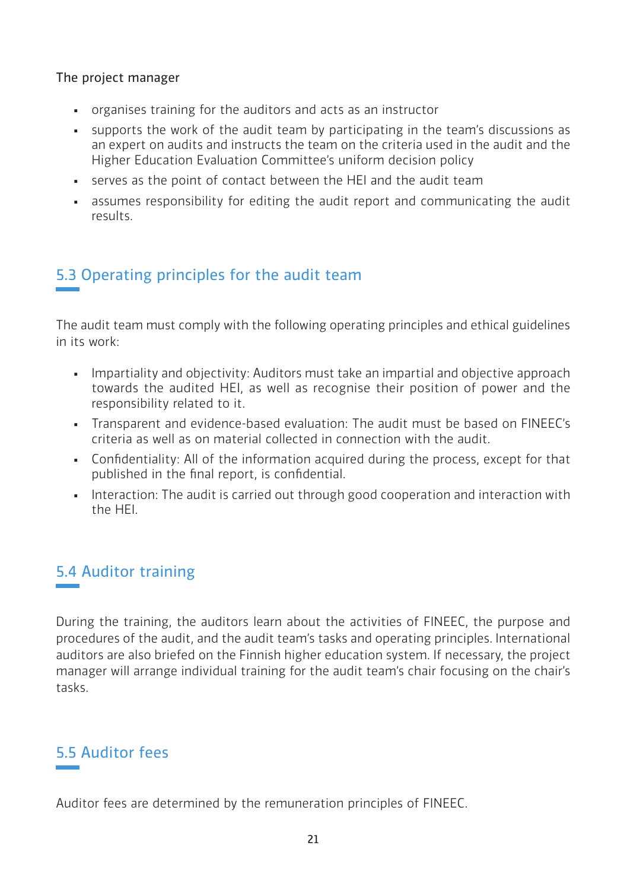The project manager

- organises training for the auditors and acts as an instructor
- supports the work of the audit team by participating in the team's discussions as an expert on audits and instructs the team on the criteria used in the audit and the Higher Education Evaluation Committee's uniform decision policy
- serves as the point of contact between the HEI and the audit team
- assumes responsibility for editing the audit report and communicating the audit results.

## 5.3 Operating principles for the audit team

The audit team must comply with the following operating principles and ethical guidelines in its work:

- Impartiality and objectivity: Auditors must take an impartial and objective approach towards the audited HEI, as well as recognise their position of power and the responsibility related to it.
- Transparent and evidence-based evaluation: The audit must be based on FINEEC's criteria as well as on material collected in connection with the audit.
- Confidentiality: All of the information acquired during the process, except for that published in the final report, is confidential.
- Interaction: The audit is carried out through good cooperation and interaction with the HEI.

## 5.4 Auditor training

During the training, the auditors learn about the activities of FINEEC, the purpose and procedures of the audit, and the audit team's tasks and operating principles. International auditors are also briefed on the Finnish higher education system. If necessary, the project manager will arrange individual training for the audit team's chair focusing on the chair's tasks.

## 5.5 Auditor fees

Auditor fees are determined by the remuneration principles of FINEEC.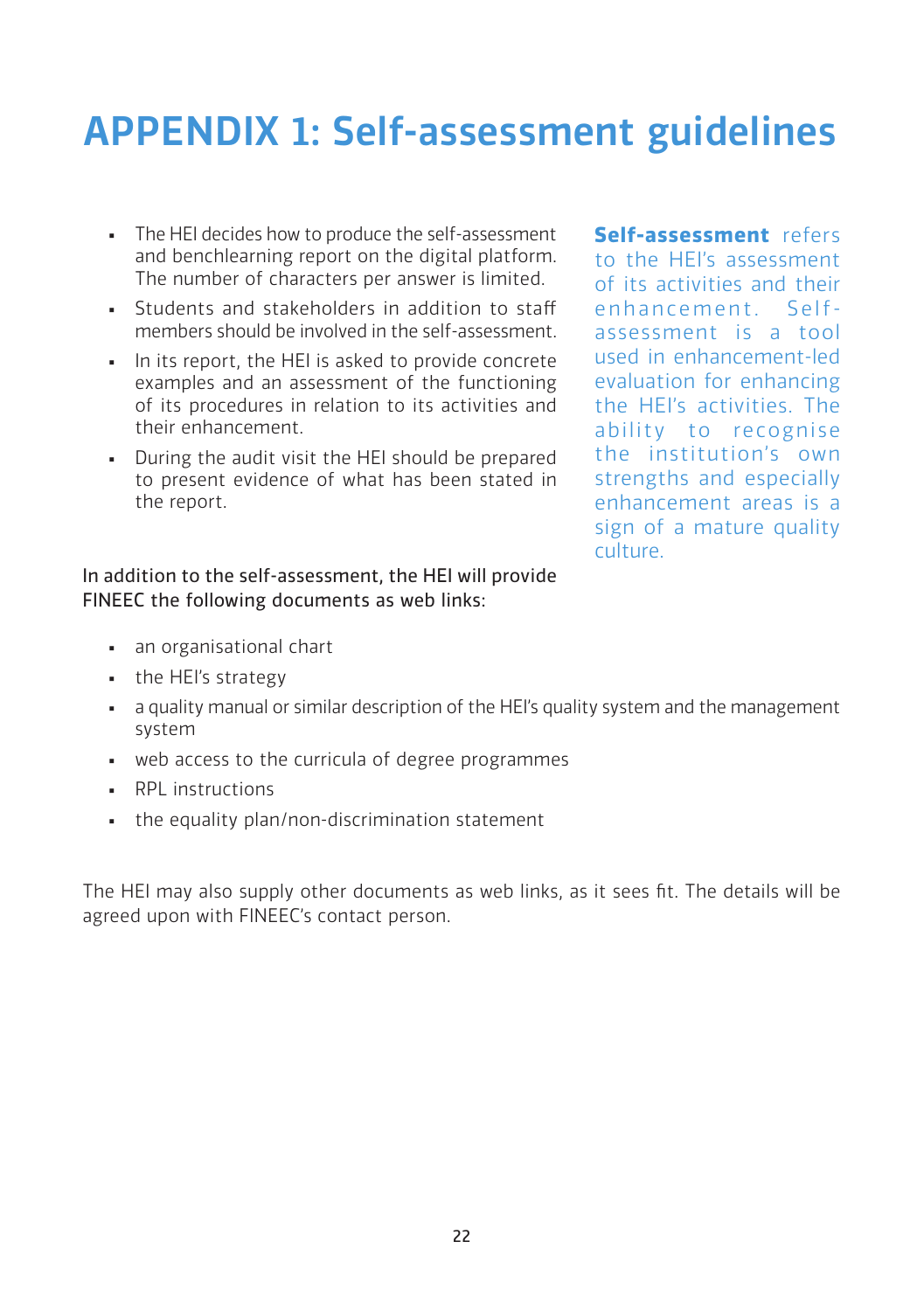# APPENDIX 1: Self-assessment guidelines

- The HEI decides how to produce the self-assessment and benchlearning report on the digital platform. The number of characters per answer is limited.
- Students and stakeholders in addition to staff members should be involved in the self-assessment.
- In its report, the HEI is asked to provide concrete examples and an assessment of the functioning of its procedures in relation to its activities and their enhancement.
- During the audit visit the HEI should be prepared to present evidence of what has been stated in the report.

**Self-assessment** refers to the HEI's assessment of its activities and their enhancement. Self-assessment is a tool used in enhancement-led evaluation for enhancing the HEI's activities. The ability to recognise the institution's own strengths and especially enhancement areas is a sign of a mature quality culture.

In addition to the self-assessment, the HEI will provide FINEEC the following documents as web links:

- an organisational chart
- the HEI's strategy
- a quality manual or similar description of the HEI's quality system and the management system
- web access to the curricula of degree programmes
- RPL instructions
- the equality plan/non-discrimination statement

The HEI may also supply other documents as web links, as it sees fit. The details will be agreed upon with FINEEC's contact person.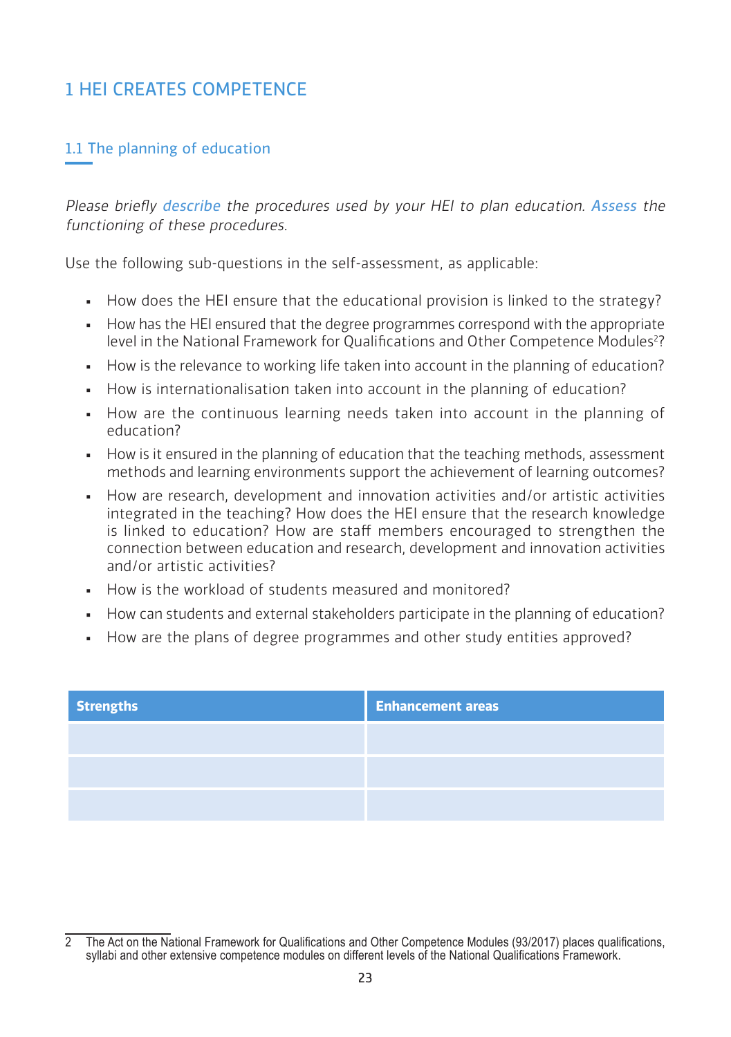# 1 HEI CREATES COMPETENCE

## 1.1 The planning of education

*Please briefly describe the procedures used by your HEI to plan education. Assess the functioning of these procedures.*

Use the following sub-questions in the self-assessment, as applicable:

- How does the HEI ensure that the educational provision is linked to the strategy?
- How has the HEI ensured that the degree programmes correspond with the appropriate level in the National Framework for Qualifications and Other Competence Modules[2]?
- How is the relevance to working life taken into account in the planning of education?
- How is internationalisation taken into account in the planning of education?
- How are the continuous learning needs taken into account in the planning of education?
- How is it ensured in the planning of education that the teaching methods, assessment methods and learning environments support the achievement of learning outcomes?
- How are research, development and innovation activities and/or artistic activities integrated in the teaching? How does the HEI ensure that the research knowledge is linked to education? How are staff members encouraged to strengthen the connection between education and research, development and innovation activities and/or artistic activities?
- How is the workload of students measured and monitored?
- How can students and external stakeholders participate in the planning of education?
- How are the plans of degree programmes and other study entities approved?

| **Strengths** | **Enhancement areas** |
|---|---|
| | |
| | |
| | |

2 The Act on the National Framework for Qualifications and Other Competence Modules (93/2017) places qualifications, syllabi and other extensive competence modules on different levels of the National Qualifications Framework.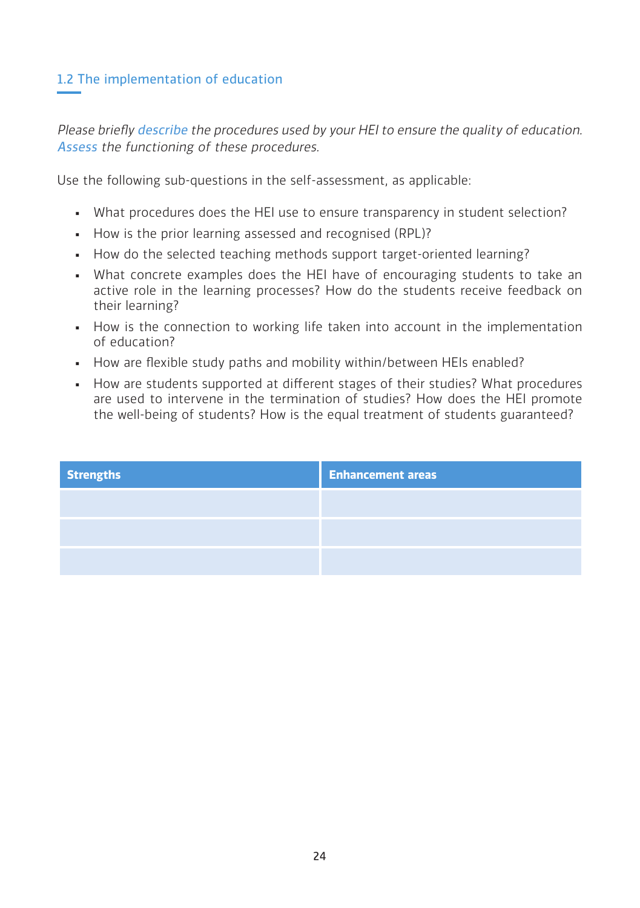## 1.2 The implementation of education

*Please briefly describe the procedures used by your HEI to ensure the quality of education. Assess the functioning of these procedures.*

Use the following sub-questions in the self-assessment, as applicable:

- What procedures does the HEI use to ensure transparency in student selection?
- How is the prior learning assessed and recognised (RPL)?
- How do the selected teaching methods support target-oriented learning?
- What concrete examples does the HEI have of encouraging students to take an active role in the learning processes? How do the students receive feedback on their learning?
- How is the connection to working life taken into account in the implementation of education?
- How are flexible study paths and mobility within/between HEIs enabled?
- How are students supported at different stages of their studies? What procedures are used to intervene in the termination of studies? How does the HEI promote the well-being of students? How is the equal treatment of students guaranteed?

| Strengths | Enhancement areas |
|---|---|
| | |
| | |
| | |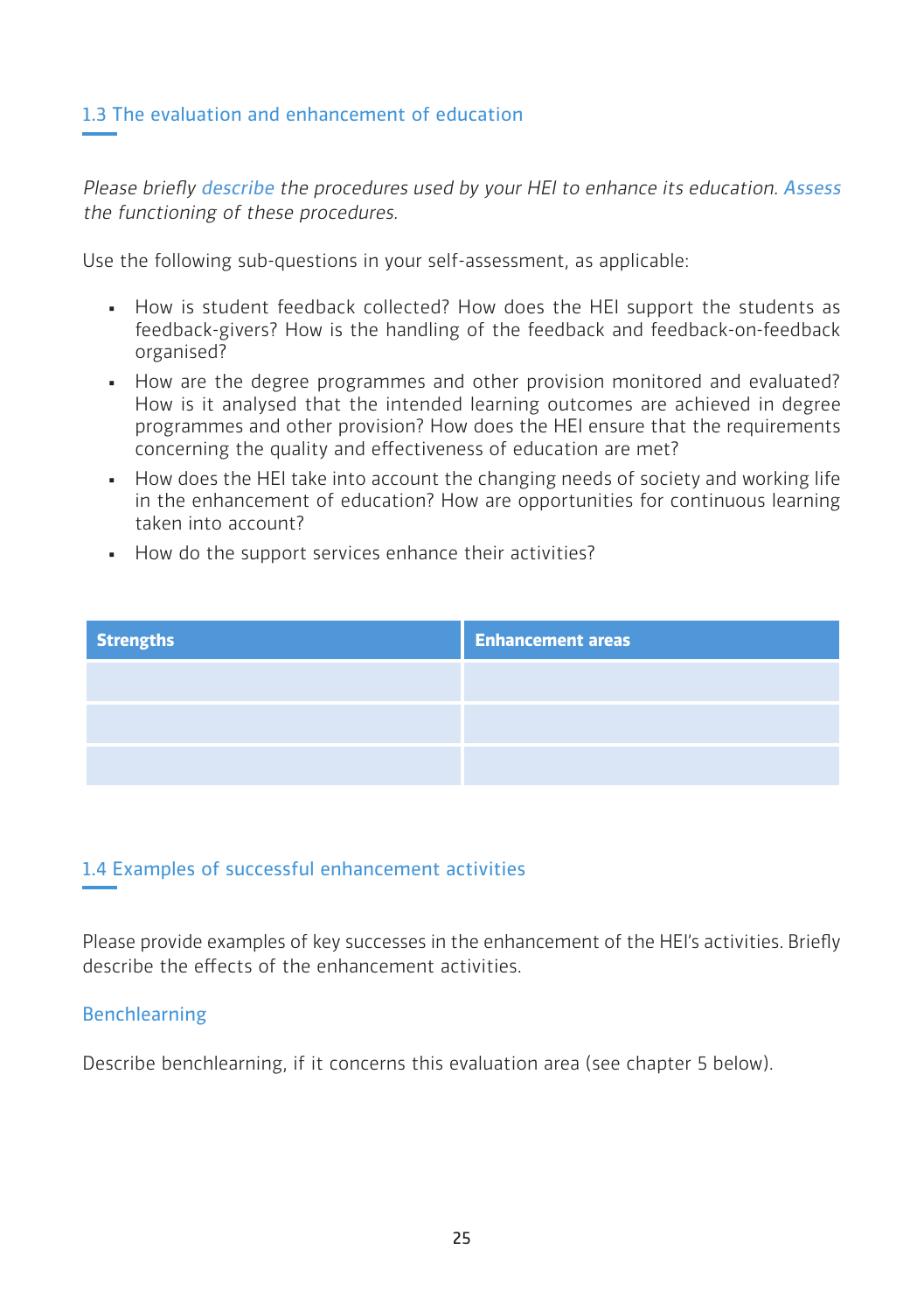### 1.3 The evaluation and enhancement of education

*Please briefly describe the procedures used by your HEI to enhance its education. Assess the functioning of these procedures.*

Use the following sub-questions in your self-assessment, as applicable:

- How is student feedback collected? How does the HEI support the students as feedback-givers? How is the handling of the feedback and feedback-on-feedback organised?
- How are the degree programmes and other provision monitored and evaluated? How is it analysed that the intended learning outcomes are achieved in degree programmes and other provision? How does the HEI ensure that the requirements concerning the quality and effectiveness of education are met?
- How does the HEI take into account the changing needs of society and working life in the enhancement of education? How are opportunities for continuous learning taken into account?
- How do the support services enhance their activities?

| Strengths | Enhancement areas |
|---|---|
| | |
| | |
| | |

### 1.4 Examples of successful enhancement activities

Please provide examples of key successes in the enhancement of the HEI's activities. Briefly describe the effects of the enhancement activities.

#### Benchlearning

Describe benchlearning, if it concerns this evaluation area (see chapter 5 below).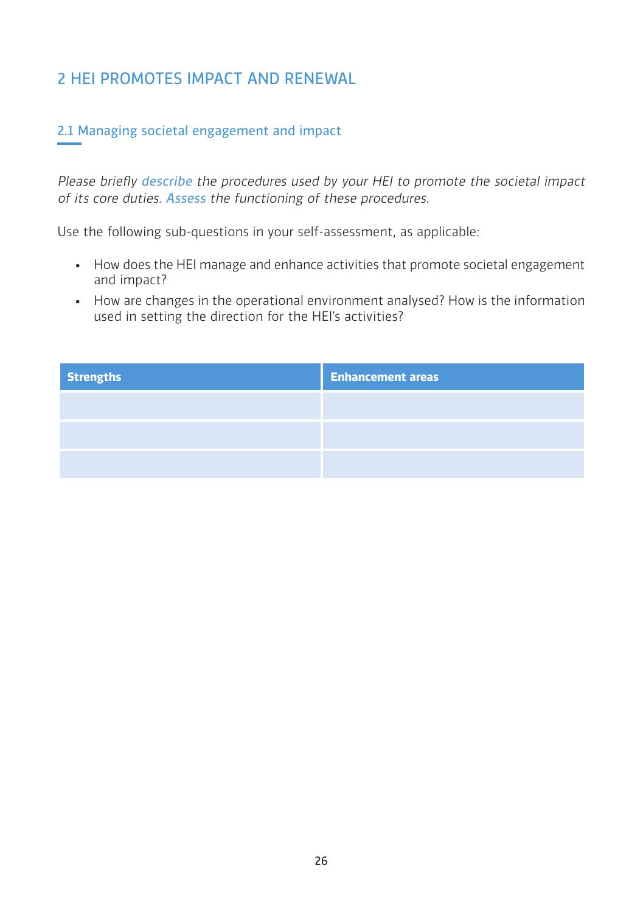# 2 HEI PROMOTES IMPACT AND RENEWAL

## 2.1 Managing societal engagement and impact

*Please briefly describe the procedures used by your HEI to promote the societal impact of its core duties. Assess the functioning of these procedures.*

Use the following sub-questions in your self-assessment, as applicable:

- How does the HEI manage and enhance activities that promote societal engagement and impact?
- How are changes in the operational environment analysed? How is the information used in setting the direction for the HEI's activities?

| Strengths | Enhancement areas |
| --- | --- |
| | |
| | |
| | |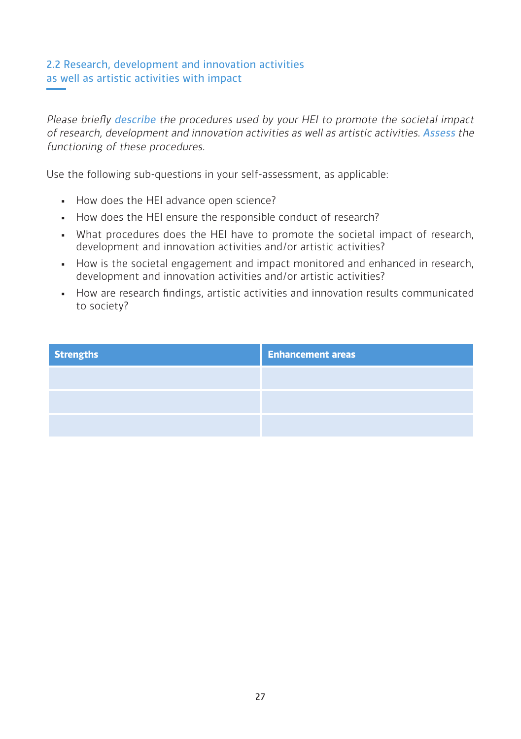## 2.2 Research, development and innovation activities as well as artistic activities with impact

*Please briefly describe the procedures used by your HEI to promote the societal impact of research, development and innovation activities as well as artistic activities. Assess the functioning of these procedures.*

Use the following sub-questions in your self-assessment, as applicable:

- How does the HEI advance open science?
- How does the HEI ensure the responsible conduct of research?
- What procedures does the HEI have to promote the societal impact of research, development and innovation activities and/or artistic activities?
- How is the societal engagement and impact monitored and enhanced in research, development and innovation activities and/or artistic activities?
- How are research findings, artistic activities and innovation results communicated to society?

| Strengths | Enhancement areas |
|---|---|
| | |
| | |
| | |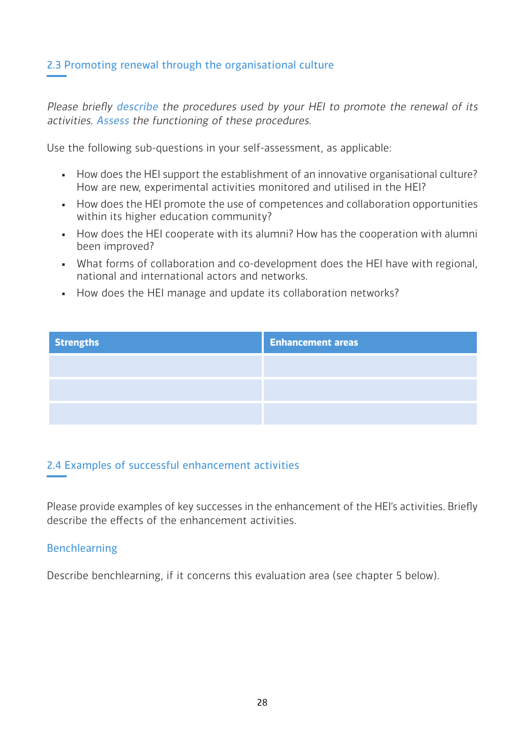### 2.3 Promoting renewal through the organisational culture

*Please briefly describe the procedures used by your HEI to promote the renewal of its activities. Assess the functioning of these procedures.*

Use the following sub-questions in your self-assessment, as applicable:

- How does the HEI support the establishment of an innovative organisational culture? How are new, experimental activities monitored and utilised in the HEI?
- How does the HEI promote the use of competences and collaboration opportunities within its higher education community?
- How does the HEI cooperate with its alumni? How has the cooperation with alumni been improved?
- What forms of collaboration and co-development does the HEI have with regional, national and international actors and networks.
- How does the HEI manage and update its collaboration networks?

| Strengths | Enhancement areas |
| --- | --- |
| | |
| | |
| | |

### 2.4 Examples of successful enhancement activities

Please provide examples of key successes in the enhancement of the HEI's activities. Briefly describe the effects of the enhancement activities.

#### Benchlearning

Describe benchlearning, if it concerns this evaluation area (see chapter 5 below).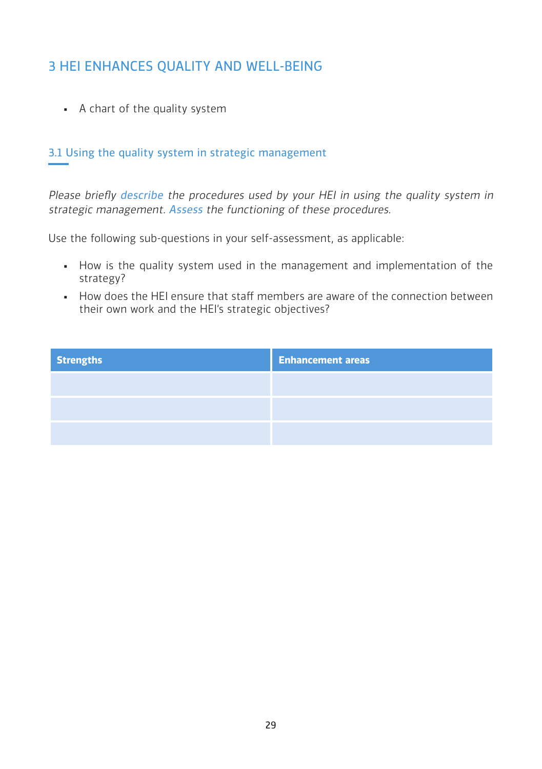# 3 HEI ENHANCES QUALITY AND WELL-BEING

- A chart of the quality system

## 3.1 Using the quality system in strategic management

*Please briefly describe the procedures used by your HEI in using the quality system in strategic management. Assess the functioning of these procedures.*

Use the following sub-questions in your self-assessment, as applicable:

- How is the quality system used in the management and implementation of the strategy?
- How does the HEI ensure that staff members are aware of the connection between their own work and the HEI's strategic objectives?

| **Strengths** | **Enhancement areas** |
|---|---|
| | |
| | |
| | |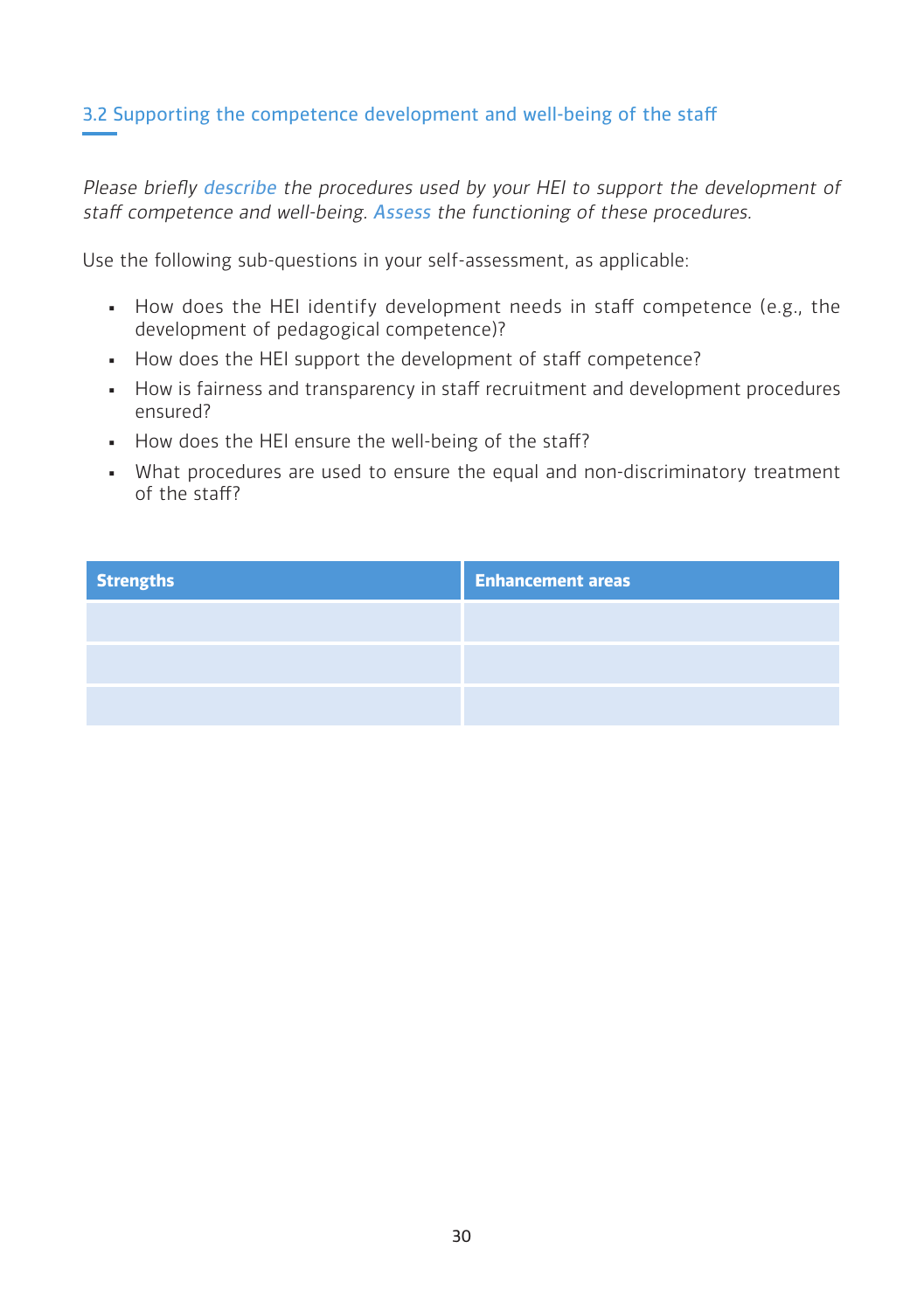### 3.2 Supporting the competence development and well-being of the staff

*Please briefly describe the procedures used by your HEI to support the development of staff competence and well-being. Assess the functioning of these procedures.*

Use the following sub-questions in your self-assessment, as applicable:

- How does the HEI identify development needs in staff competence (e.g., the development of pedagogical competence)?
- How does the HEI support the development of staff competence?
- How is fairness and transparency in staff recruitment and development procedures ensured?
- How does the HEI ensure the well-being of the staff?
- What procedures are used to ensure the equal and non-discriminatory treatment of the staff?

| Strengths | Enhancement areas |
| --- | --- |
| | |
| | |
| | |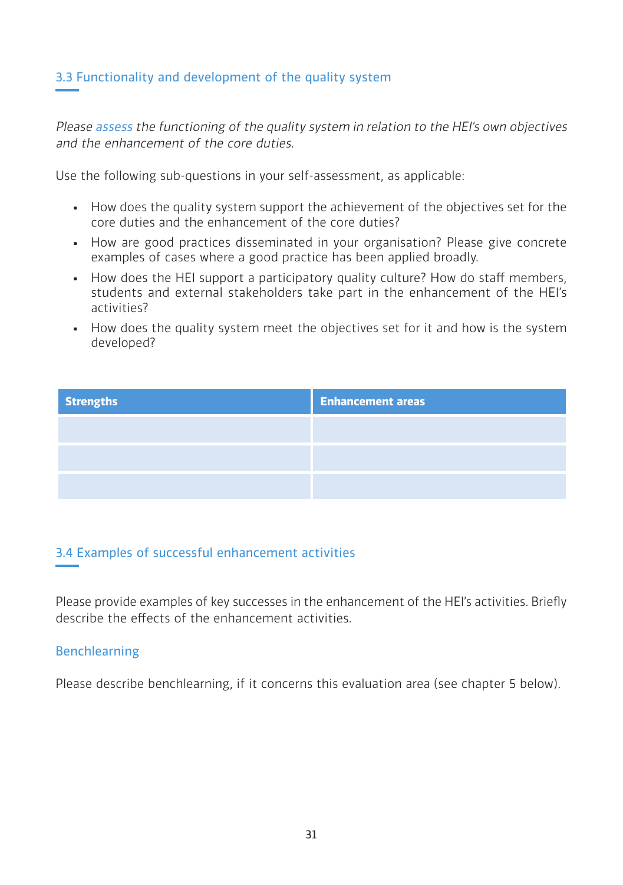### 3.3 Functionality and development of the quality system

*Please assess the functioning of the quality system in relation to the HEI's own objectives and the enhancement of the core duties.*

Use the following sub-questions in your self-assessment, as applicable:

- How does the quality system support the achievement of the objectives set for the core duties and the enhancement of the core duties?
- How are good practices disseminated in your organisation? Please give concrete examples of cases where a good practice has been applied broadly.
- How does the HEI support a participatory quality culture? How do staff members, students and external stakeholders take part in the enhancement of the HEI's activities?
- How does the quality system meet the objectives set for it and how is the system developed?

| **Strengths** | **Enhancement areas** |
|---|---|
| | |
| | |
| | |

### 3.4 Examples of successful enhancement activities

Please provide examples of key successes in the enhancement of the HEI's activities. Briefly describe the effects of the enhancement activities.

#### Benchlearning

Please describe benchlearning, if it concerns this evaluation area (see chapter 5 below).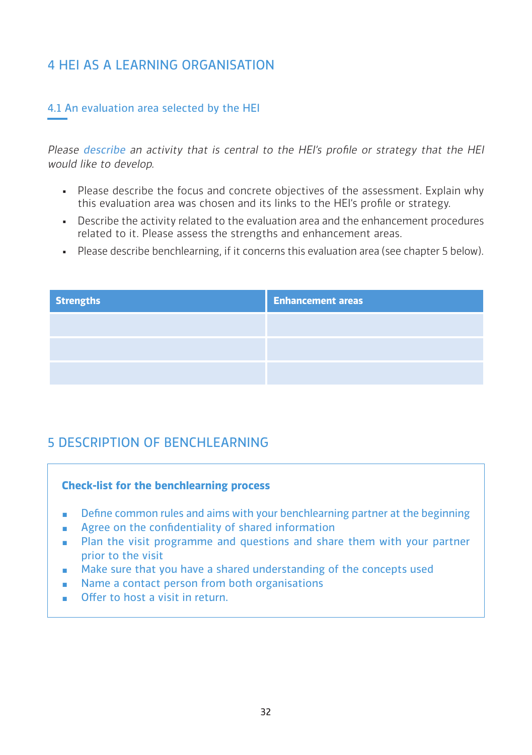# 4 HEI AS A LEARNING ORGANISATION

## 4.1 An evaluation area selected by the HEI

*Please describe an activity that is central to the HEI's profile or strategy that the HEI would like to develop.*

- Please describe the focus and concrete objectives of the assessment. Explain why this evaluation area was chosen and its links to the HEI's profile or strategy.
- Describe the activity related to the evaluation area and the enhancement procedures related to it. Please assess the strengths and enhancement areas.
- Please describe benchlearning, if it concerns this evaluation area (see chapter 5 below).

| Strengths | Enhancement areas |
|---|---|
| | |
| | |
| | |

# 5 DESCRIPTION OF BENCHLEARNING

**Check-list for the benchlearning process**

- Define common rules and aims with your benchlearning partner at the beginning
- Agree on the confidentiality of shared information
- Plan the visit programme and questions and share them with your partner prior to the visit
- Make sure that you have a shared understanding of the concepts used
- Name a contact person from both organisations
- Offer to host a visit in return.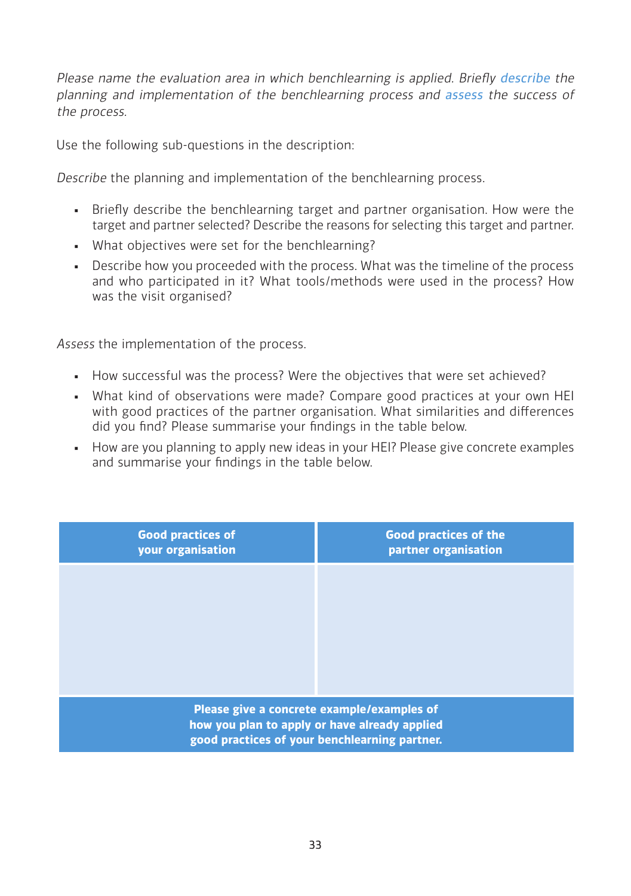*Please name the evaluation area in which benchlearning is applied. Briefly describe the planning and implementation of the benchlearning process and assess the success of the process.*

Use the following sub-questions in the description:

*Describe* the planning and implementation of the benchlearning process.

- Briefly describe the benchlearning target and partner organisation. How were the target and partner selected? Describe the reasons for selecting this target and partner.
- What objectives were set for the benchlearning?
- Describe how you proceeded with the process. What was the timeline of the process and who participated in it? What tools/methods were used in the process? How was the visit organised?

*Assess* the implementation of the process.

- How successful was the process? Were the objectives that were set achieved?
- What kind of observations were made? Compare good practices at your own HEI with good practices of the partner organisation. What similarities and differences did you find? Please summarise your findings in the table below.
- How are you planning to apply new ideas in your HEI? Please give concrete examples and summarise your findings in the table below.

| **Good practices of your organisation** | **Good practices of the partner organisation** |
|---|---|
| | |
| **Please give a concrete example/examples of how you plan to apply or have already applied good practices of your benchlearning partner.** | |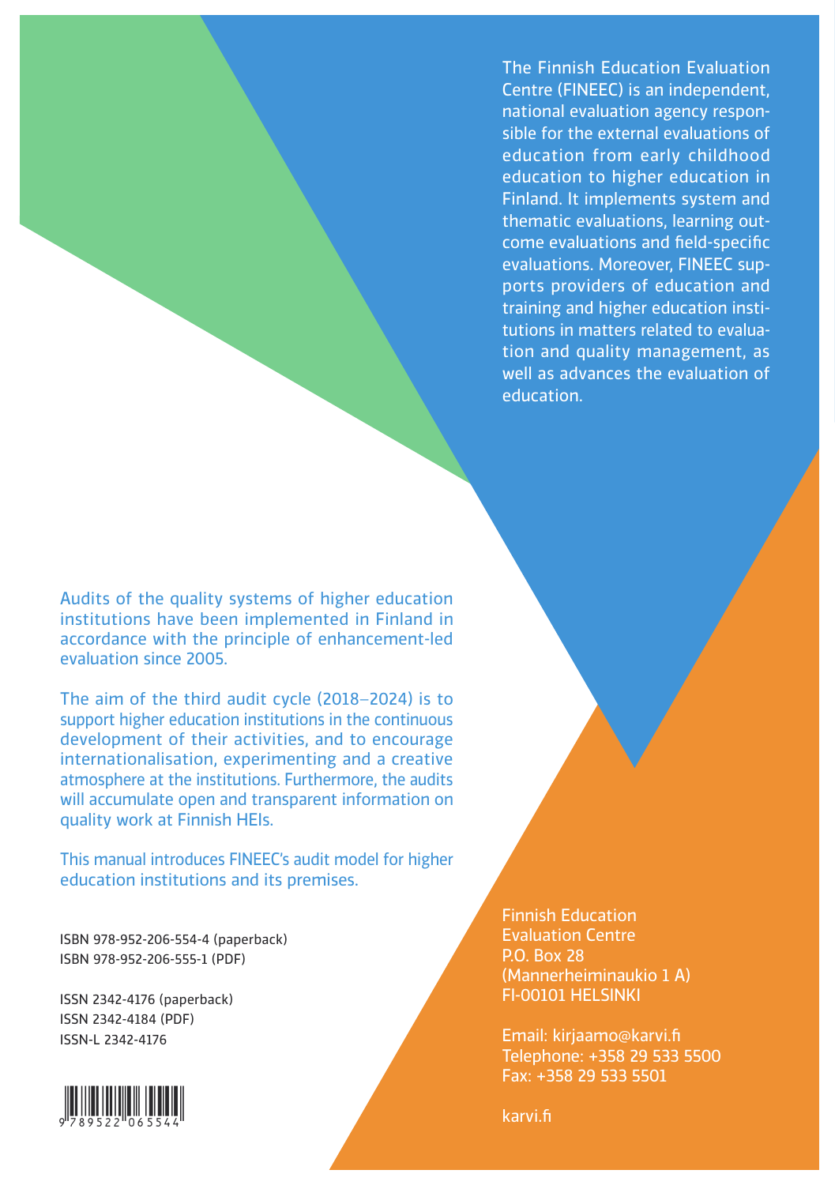The Finnish Education Evaluation Centre (FINEEC) is an independent, national evaluation agency responsible for the external evaluations of education from early childhood education to higher education in Finland. It implements system and thematic evaluations, learning outcome evaluations and field-specific evaluations. Moreover, FINEEC supports providers of education and training and higher education institutions in matters related to evaluation and quality management, as well as advances the evaluation of education.

Audits of the quality systems of higher education institutions have been implemented in Finland in accordance with the principle of enhancement-led evaluation since 2005.

The aim of the third audit cycle (2018–2024) is to support higher education institutions in the continuous development of their activities, and to encourage internationalisation, experimenting and a creative atmosphere at the institutions. Furthermore, the audits will accumulate open and transparent information on quality work at Finnish HEIs.

This manual introduces FINEEC's audit model for higher education institutions and its premises.

ISBN 978-952-206-554-4 (paperback)
ISBN 978-952-206-555-1 (PDF)

ISSN 2342-4176 (paperback)
ISSN 2342-4184 (PDF)
ISSN-L 2342-4176

9 789522 065544

Finnish Education
Evaluation Centre
P.O. Box 28
(Mannerheiminaukio 1 A)
FI-00101 HELSINKI

Email: kirjaamo@karvi.fi
Telephone: +358 29 533 5500
Fax: +358 29 533 5501

karvi.fi